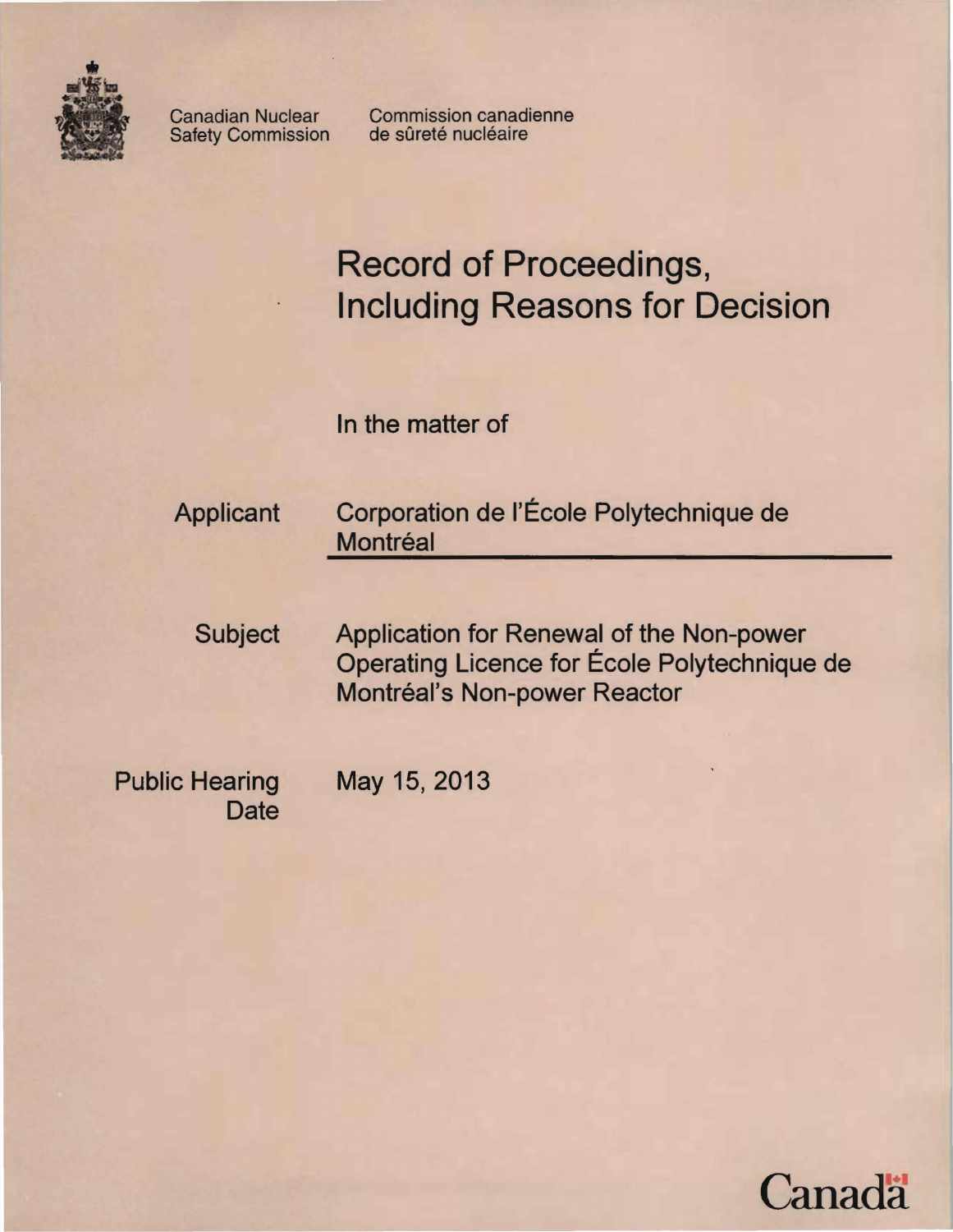Canadian Nuclear Safety Commission

Commission canadienne de sûreté nucléaire

# Record of Proceedings, Including Reasons for Decision

In the matter of

| | |
|---|---|
| Applicant | Corporation de l'École Polytechnique de Montréal |
| Subject | Application for Renewal of the Non-power Operating Licence for École Polytechnique de Montréal's Non-power Reactor |
| Public Hearing Date | May 15, 2013 |

Canada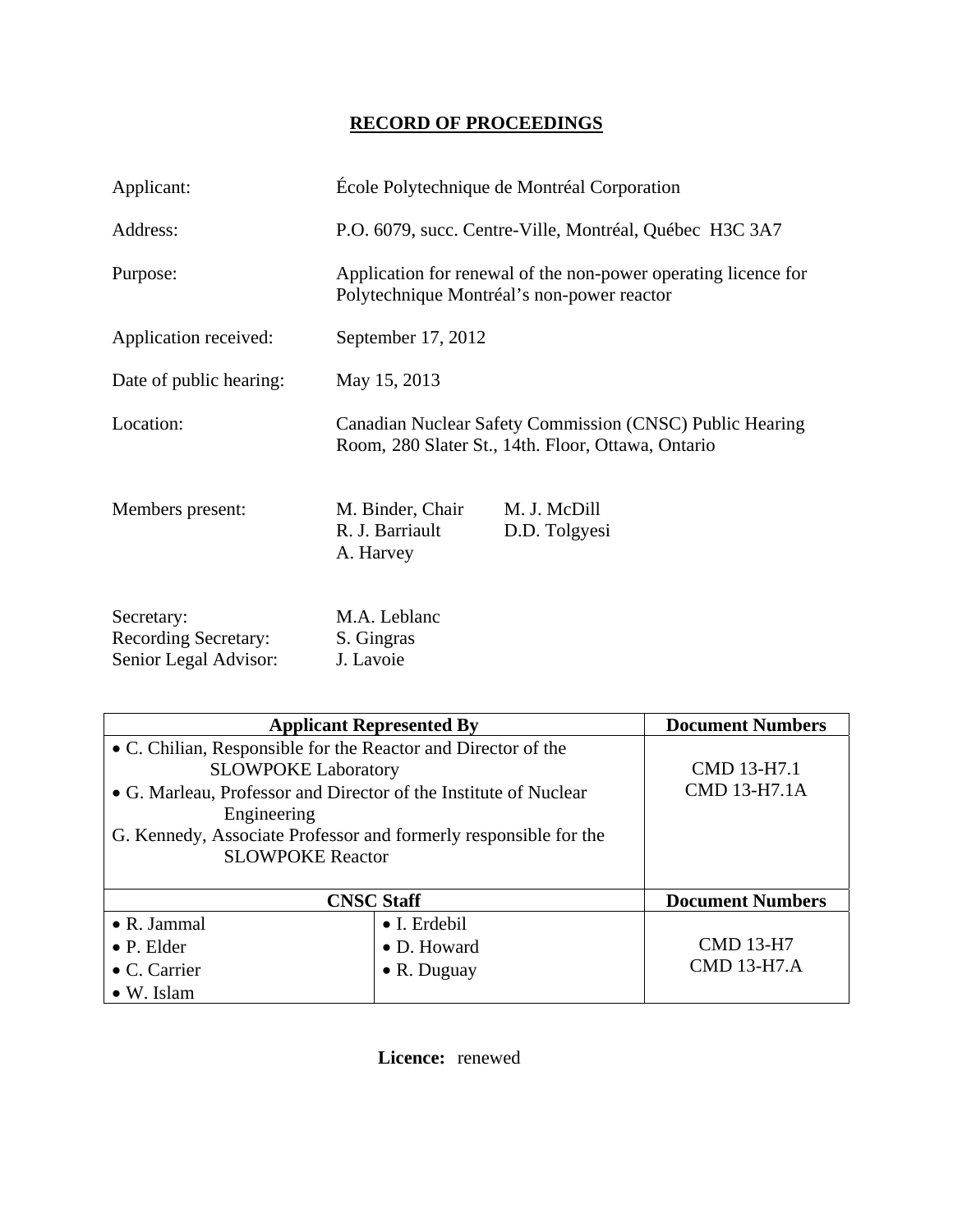# RECORD OF PROCEEDINGS

| | |
|---|---|
| Applicant: | École Polytechnique de Montréal Corporation |
| Address: | P.O. 6079, succ. Centre-Ville, Montréal, Québec H3C 3A7 |
| Purpose: | Application for renewal of the non-power operating licence for Polytechnique Montréal's non-power reactor |
| Application received: | September 17, 2012 |
| Date of public hearing: | May 15, 2013 |
| Location: | Canadian Nuclear Safety Commission (CNSC) Public Hearing Room, 280 Slater St., 14th. Floor, Ottawa, Ontario |
| Members present: | M. Binder, Chair; R. J. Barriault; A. Harvey; M. J. McDill; D.D. Tolgyesi |
| Secretary: | M.A. Leblanc |
| Recording Secretary: | S. Gingras |
| Senior Legal Advisor: | J. Lavoie |

| Applicant Represented By | | Document Numbers |
|---|---|---|
| • C. Chilian, Responsible for the Reactor and Director of the SLOWPOKE Laboratory<br>• G. Marleau, Professor and Director of the Institute of Nuclear Engineering<br>G. Kennedy, Associate Professor and formerly responsible for the SLOWPOKE Reactor | | CMD 13-H7.1<br>CMD 13-H7.1A |
| **CNSC Staff** | | **Document Numbers** |
| • R. Jammal<br>• P. Elder<br>• C. Carrier<br>• W. Islam | • I. Erdebil<br>• D. Howard<br>• R. Duguay | CMD 13-H7<br>CMD 13-H7.A |

**Licence:** renewed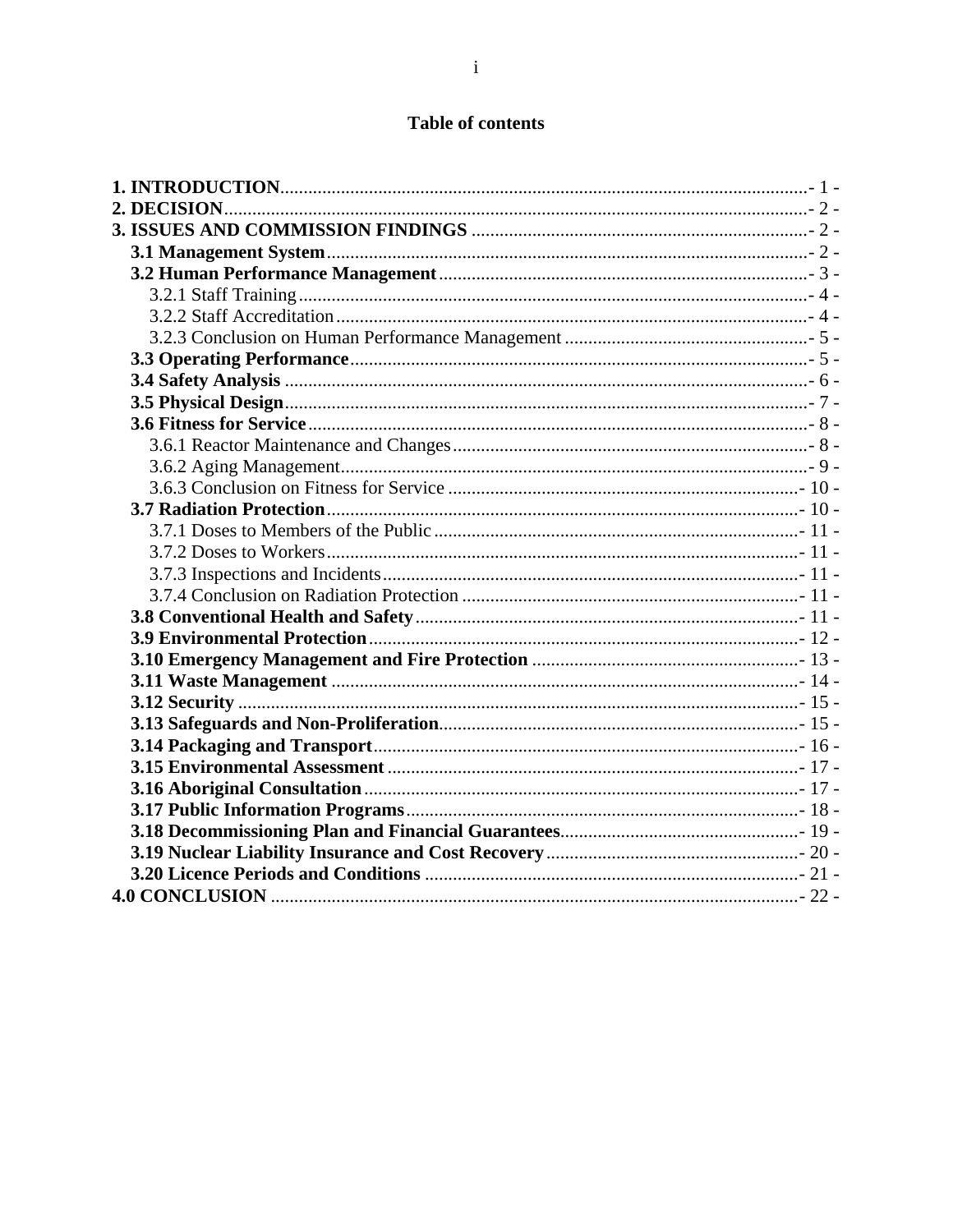# Table of contents

- **1. INTRODUCTION** ....... - 1 -
- **2. DECISION** ....... - 2 -
- **3. ISSUES AND COMMISSION FINDINGS** ....... - 2 -
  - **3.1 Management System** ....... - 2 -
  - **3.2 Human Performance Management** ....... - 3 -
    - 3.2.1 Staff Training ....... - 4 -
    - 3.2.2 Staff Accreditation ....... - 4 -
    - 3.2.3 Conclusion on Human Performance Management ....... - 5 -
  - **3.3 Operating Performance** ....... - 5 -
  - **3.4 Safety Analysis** ....... - 6 -
  - **3.5 Physical Design** ....... - 7 -
  - **3.6 Fitness for Service** ....... - 8 -
    - 3.6.1 Reactor Maintenance and Changes ....... - 8 -
    - 3.6.2 Aging Management ....... - 9 -
    - 3.6.3 Conclusion on Fitness for Service ....... - 10 -
  - **3.7 Radiation Protection** ....... - 10 -
    - 3.7.1 Doses to Members of the Public ....... - 11 -
    - 3.7.2 Doses to Workers ....... - 11 -
    - 3.7.3 Inspections and Incidents ....... - 11 -
    - 3.7.4 Conclusion on Radiation Protection ....... - 11 -
  - **3.8 Conventional Health and Safety** ....... - 11 -
  - **3.9 Environmental Protection** ....... - 12 -
  - **3.10 Emergency Management and Fire Protection** ....... - 13 -
  - **3.11 Waste Management** ....... - 14 -
  - **3.12 Security** ....... - 15 -
  - **3.13 Safeguards and Non-Proliferation** ....... - 15 -
  - **3.14 Packaging and Transport** ....... - 16 -
  - **3.15 Environmental Assessment** ....... - 17 -
  - **3.16 Aboriginal Consultation** ....... - 17 -
  - **3.17 Public Information Programs** ....... - 18 -
  - **3.18 Decommissioning Plan and Financial Guarantees** ....... - 19 -
  - **3.19 Nuclear Liability Insurance and Cost Recovery** ....... - 20 -
  - **3.20 Licence Periods and Conditions** ....... - 21 -
- **4.0 CONCLUSION** ....... - 22 -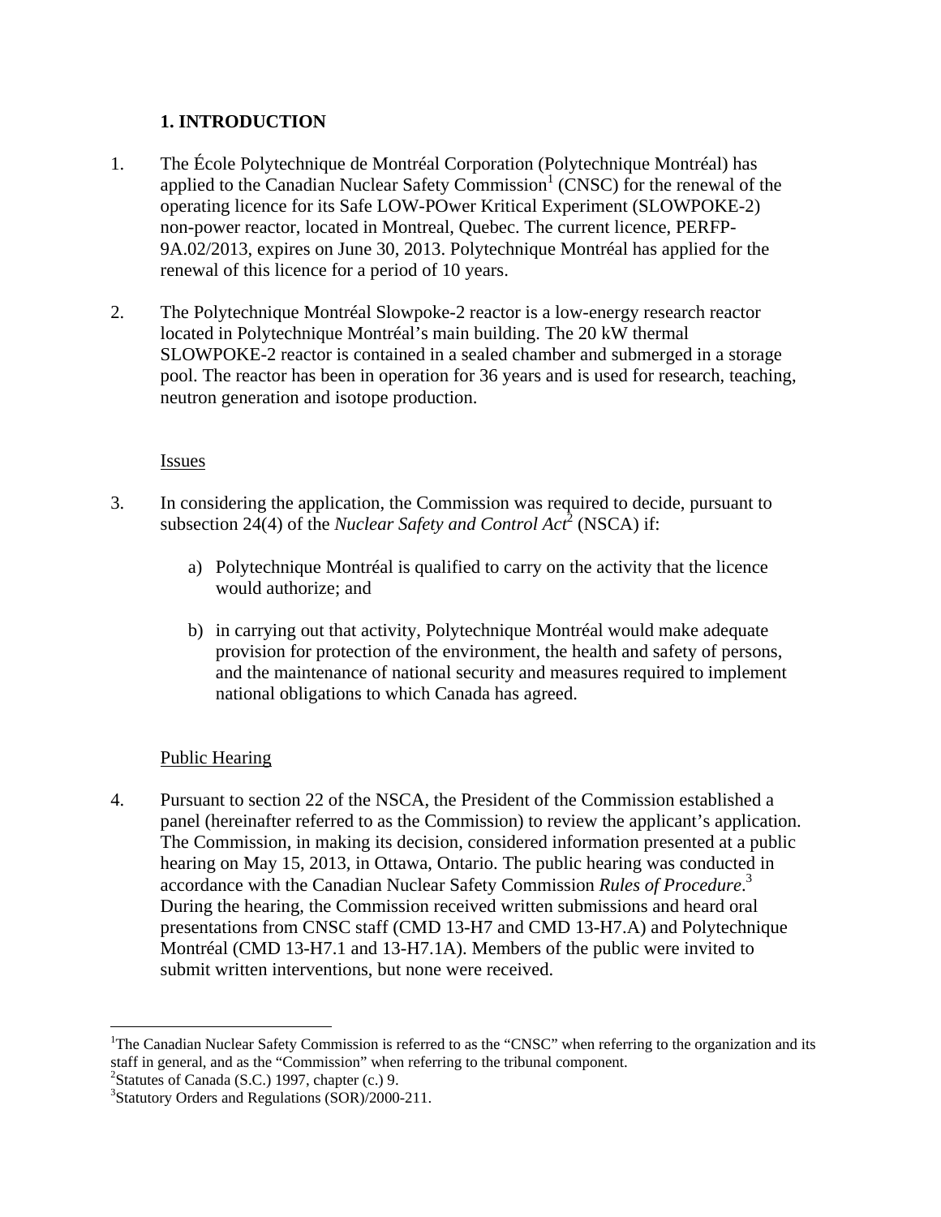# 1. INTRODUCTION

1. The École Polytechnique de Montréal Corporation (Polytechnique Montréal) has applied to the Canadian Nuclear Safety Commission[1] (CNSC) for the renewal of the operating licence for its Safe LOW-POwer Kritical Experiment (SLOWPOKE-2) non-power reactor, located in Montreal, Quebec. The current licence, PERFP-9A.02/2013, expires on June 30, 2013. Polytechnique Montréal has applied for the renewal of this licence for a period of 10 years.

2. The Polytechnique Montréal Slowpoke-2 reactor is a low-energy research reactor located in Polytechnique Montréal's main building. The 20 kW thermal SLOWPOKE-2 reactor is contained in a sealed chamber and submerged in a storage pool. The reactor has been in operation for 36 years and is used for research, teaching, neutron generation and isotope production.

## Issues

3. In considering the application, the Commission was required to decide, pursuant to subsection 24(4) of the *Nuclear Safety and Control Act*[2] (NSCA) if:

   a) Polytechnique Montréal is qualified to carry on the activity that the licence would authorize; and

   b) in carrying out that activity, Polytechnique Montréal would make adequate provision for protection of the environment, the health and safety of persons, and the maintenance of national security and measures required to implement national obligations to which Canada has agreed.

## Public Hearing

4. Pursuant to section 22 of the NSCA, the President of the Commission established a panel (hereinafter referred to as the Commission) to review the applicant's application. The Commission, in making its decision, considered information presented at a public hearing on May 15, 2013, in Ottawa, Ontario. The public hearing was conducted in accordance with the Canadian Nuclear Safety Commission *Rules of Procedure*.[3] During the hearing, the Commission received written submissions and heard oral presentations from CNSC staff (CMD 13-H7 and CMD 13-H7.A) and Polytechnique Montréal (CMD 13-H7.1 and 13-H7.1A). Members of the public were invited to submit written interventions, but none were received.

---

[1] The Canadian Nuclear Safety Commission is referred to as the "CNSC" when referring to the organization and its staff in general, and as the "Commission" when referring to the tribunal component.

[2] Statutes of Canada (S.C.) 1997, chapter (c.) 9.

[3] Statutory Orders and Regulations (SOR)/2000-211.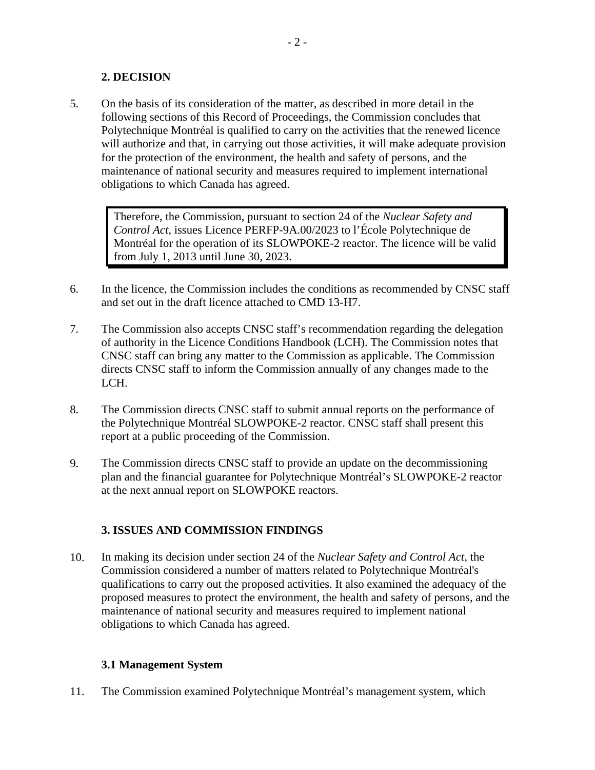## 2. DECISION

5. On the basis of its consideration of the matter, as described in more detail in the following sections of this Record of Proceedings, the Commission concludes that Polytechnique Montréal is qualified to carry on the activities that the renewed licence will authorize and that, in carrying out those activities, it will make adequate provision for the protection of the environment, the health and safety of persons, and the maintenance of national security and measures required to implement international obligations to which Canada has agreed.

> Therefore, the Commission, pursuant to section 24 of the *Nuclear Safety and Control Act*, issues Licence PERFP-9A.00/2023 to l'École Polytechnique de Montréal for the operation of its SLOWPOKE-2 reactor. The licence will be valid from July 1, 2013 until June 30, 2023.

6. In the licence, the Commission includes the conditions as recommended by CNSC staff and set out in the draft licence attached to CMD 13-H7.

7. The Commission also accepts CNSC staff's recommendation regarding the delegation of authority in the Licence Conditions Handbook (LCH). The Commission notes that CNSC staff can bring any matter to the Commission as applicable. The Commission directs CNSC staff to inform the Commission annually of any changes made to the LCH.

8. The Commission directs CNSC staff to submit annual reports on the performance of the Polytechnique Montréal SLOWPOKE-2 reactor. CNSC staff shall present this report at a public proceeding of the Commission.

9. The Commission directs CNSC staff to provide an update on the decommissioning plan and the financial guarantee for Polytechnique Montréal's SLOWPOKE-2 reactor at the next annual report on SLOWPOKE reactors.

## 3. ISSUES AND COMMISSION FINDINGS

10. In making its decision under section 24 of the *Nuclear Safety and Control Act*, the Commission considered a number of matters related to Polytechnique Montréal's qualifications to carry out the proposed activities. It also examined the adequacy of the proposed measures to protect the environment, the health and safety of persons, and the maintenance of national security and measures required to implement national obligations to which Canada has agreed.

### 3.1 Management System

11. The Commission examined Polytechnique Montréal's management system, which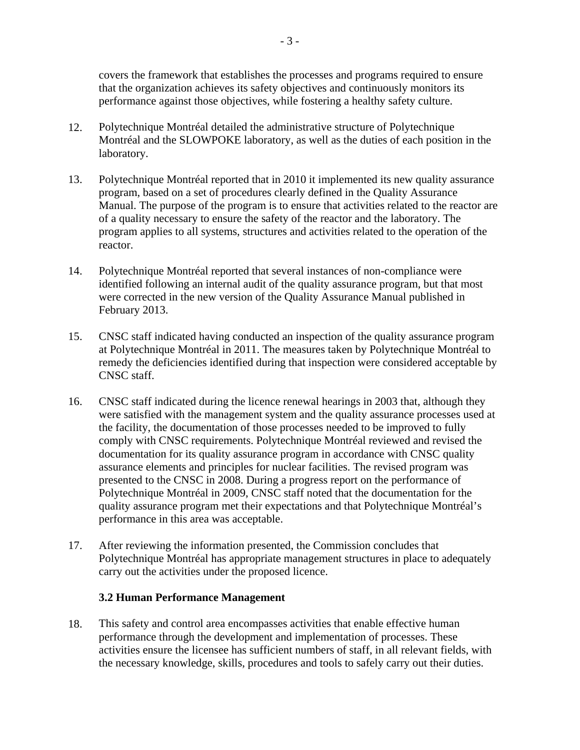covers the framework that establishes the processes and programs required to ensure that the organization achieves its safety objectives and continuously monitors its performance against those objectives, while fostering a healthy safety culture.

12. Polytechnique Montréal detailed the administrative structure of Polytechnique Montréal and the SLOWPOKE laboratory, as well as the duties of each position in the laboratory.

13. Polytechnique Montréal reported that in 2010 it implemented its new quality assurance program, based on a set of procedures clearly defined in the Quality Assurance Manual. The purpose of the program is to ensure that activities related to the reactor are of a quality necessary to ensure the safety of the reactor and the laboratory. The program applies to all systems, structures and activities related to the operation of the reactor.

14. Polytechnique Montréal reported that several instances of non-compliance were identified following an internal audit of the quality assurance program, but that most were corrected in the new version of the Quality Assurance Manual published in February 2013.

15. CNSC staff indicated having conducted an inspection of the quality assurance program at Polytechnique Montréal in 2011. The measures taken by Polytechnique Montréal to remedy the deficiencies identified during that inspection were considered acceptable by CNSC staff.

16. CNSC staff indicated during the licence renewal hearings in 2003 that, although they were satisfied with the management system and the quality assurance processes used at the facility, the documentation of those processes needed to be improved to fully comply with CNSC requirements. Polytechnique Montréal reviewed and revised the documentation for its quality assurance program in accordance with CNSC quality assurance elements and principles for nuclear facilities. The revised program was presented to the CNSC in 2008. During a progress report on the performance of Polytechnique Montréal in 2009, CNSC staff noted that the documentation for the quality assurance program met their expectations and that Polytechnique Montréal's performance in this area was acceptable.

17. After reviewing the information presented, the Commission concludes that Polytechnique Montréal has appropriate management structures in place to adequately carry out the activities under the proposed licence.

### 3.2 Human Performance Management

18. This safety and control area encompasses activities that enable effective human performance through the development and implementation of processes. These activities ensure the licensee has sufficient numbers of staff, in all relevant fields, with the necessary knowledge, skills, procedures and tools to safely carry out their duties.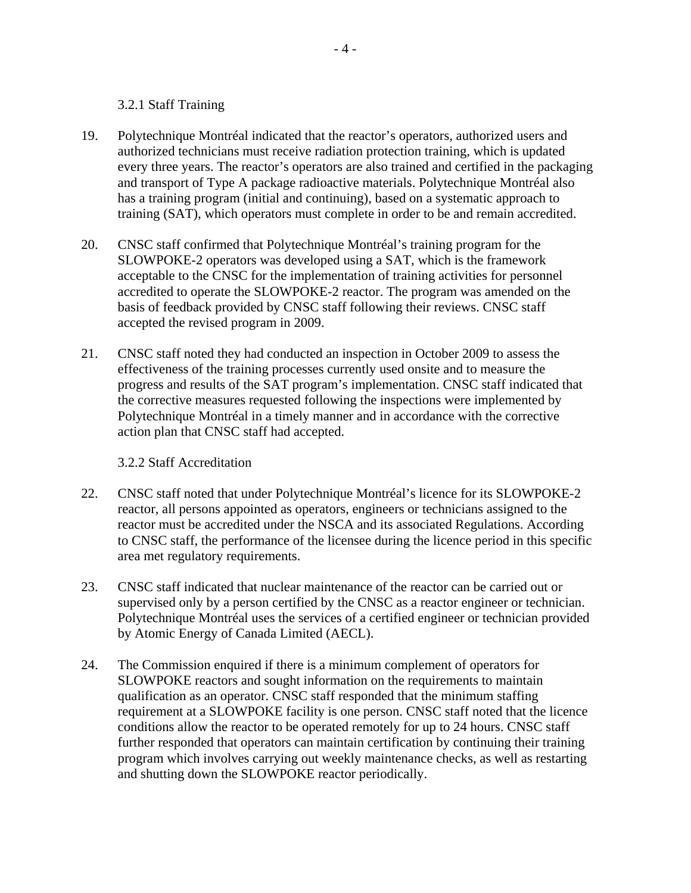#### 3.2.1 Staff Training

19. Polytechnique Montréal indicated that the reactor's operators, authorized users and authorized technicians must receive radiation protection training, which is updated every three years. The reactor's operators are also trained and certified in the packaging and transport of Type A package radioactive materials. Polytechnique Montréal also has a training program (initial and continuing), based on a systematic approach to training (SAT), which operators must complete in order to be and remain accredited.

20. CNSC staff confirmed that Polytechnique Montréal's training program for the SLOWPOKE-2 operators was developed using a SAT, which is the framework acceptable to the CNSC for the implementation of training activities for personnel accredited to operate the SLOWPOKE-2 reactor. The program was amended on the basis of feedback provided by CNSC staff following their reviews. CNSC staff accepted the revised program in 2009.

21. CNSC staff noted they had conducted an inspection in October 2009 to assess the effectiveness of the training processes currently used onsite and to measure the progress and results of the SAT program's implementation. CNSC staff indicated that the corrective measures requested following the inspections were implemented by Polytechnique Montréal in a timely manner and in accordance with the corrective action plan that CNSC staff had accepted.

#### 3.2.2 Staff Accreditation

22. CNSC staff noted that under Polytechnique Montréal's licence for its SLOWPOKE-2 reactor, all persons appointed as operators, engineers or technicians assigned to the reactor must be accredited under the NSCA and its associated Regulations. According to CNSC staff, the performance of the licensee during the licence period in this specific area met regulatory requirements.

23. CNSC staff indicated that nuclear maintenance of the reactor can be carried out or supervised only by a person certified by the CNSC as a reactor engineer or technician. Polytechnique Montréal uses the services of a certified engineer or technician provided by Atomic Energy of Canada Limited (AECL).

24. The Commission enquired if there is a minimum complement of operators for SLOWPOKE reactors and sought information on the requirements to maintain qualification as an operator. CNSC staff responded that the minimum staffing requirement at a SLOWPOKE facility is one person. CNSC staff noted that the licence conditions allow the reactor to be operated remotely for up to 24 hours. CNSC staff further responded that operators can maintain certification by continuing their training program which involves carrying out weekly maintenance checks, as well as restarting and shutting down the SLOWPOKE reactor periodically.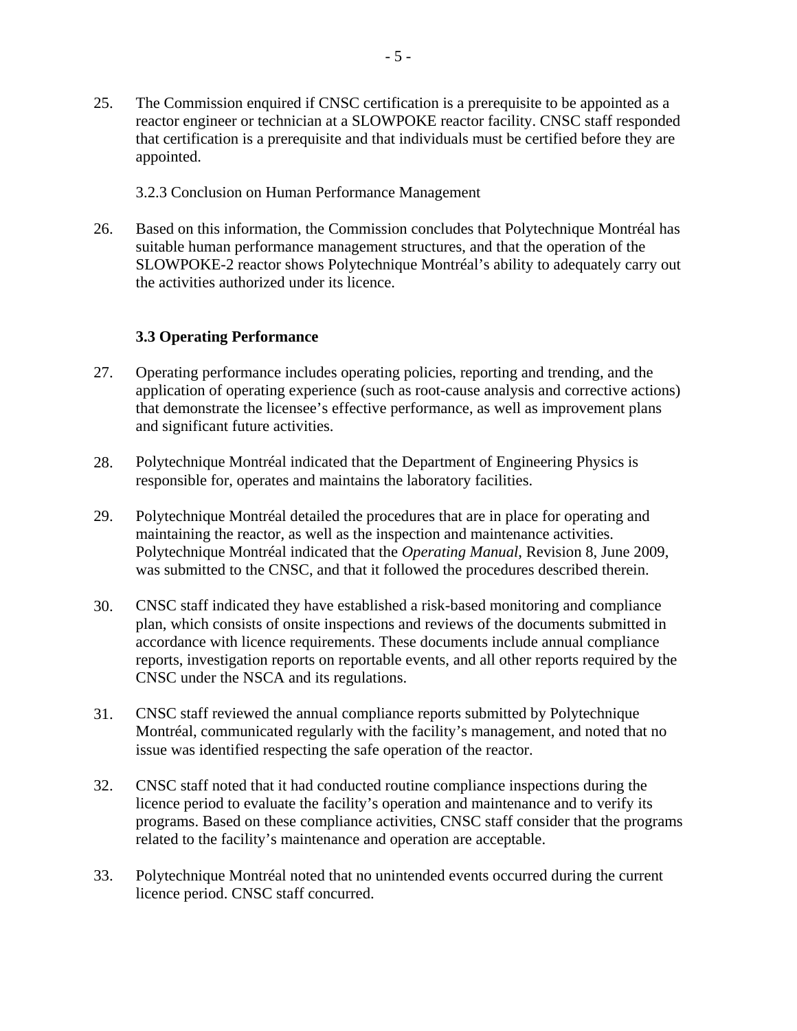25. The Commission enquired if CNSC certification is a prerequisite to be appointed as a reactor engineer or technician at a SLOWPOKE reactor facility. CNSC staff responded that certification is a prerequisite and that individuals must be certified before they are appointed.

3.2.3 Conclusion on Human Performance Management

26. Based on this information, the Commission concludes that Polytechnique Montréal has suitable human performance management structures, and that the operation of the SLOWPOKE-2 reactor shows Polytechnique Montréal's ability to adequately carry out the activities authorized under its licence.

### 3.3 Operating Performance

27. Operating performance includes operating policies, reporting and trending, and the application of operating experience (such as root-cause analysis and corrective actions) that demonstrate the licensee's effective performance, as well as improvement plans and significant future activities.

28. Polytechnique Montréal indicated that the Department of Engineering Physics is responsible for, operates and maintains the laboratory facilities.

29. Polytechnique Montréal detailed the procedures that are in place for operating and maintaining the reactor, as well as the inspection and maintenance activities. Polytechnique Montréal indicated that the *Operating Manual*, Revision 8, June 2009, was submitted to the CNSC, and that it followed the procedures described therein.

30. CNSC staff indicated they have established a risk-based monitoring and compliance plan, which consists of onsite inspections and reviews of the documents submitted in accordance with licence requirements. These documents include annual compliance reports, investigation reports on reportable events, and all other reports required by the CNSC under the NSCA and its regulations.

31. CNSC staff reviewed the annual compliance reports submitted by Polytechnique Montréal, communicated regularly with the facility's management, and noted that no issue was identified respecting the safe operation of the reactor.

32. CNSC staff noted that it had conducted routine compliance inspections during the licence period to evaluate the facility's operation and maintenance and to verify its programs. Based on these compliance activities, CNSC staff consider that the programs related to the facility's maintenance and operation are acceptable.

33. Polytechnique Montréal noted that no unintended events occurred during the current licence period. CNSC staff concurred.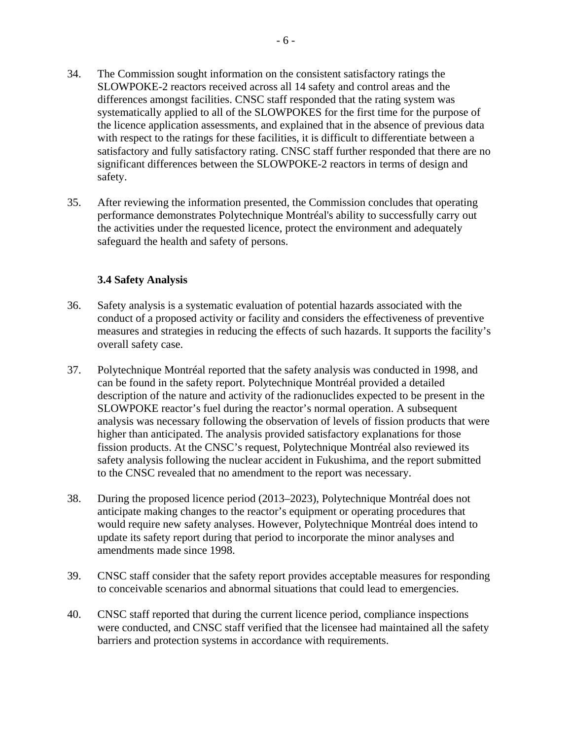34. The Commission sought information on the consistent satisfactory ratings the SLOWPOKE-2 reactors received across all 14 safety and control areas and the differences amongst facilities. CNSC staff responded that the rating system was systematically applied to all of the SLOWPOKES for the first time for the purpose of the licence application assessments, and explained that in the absence of previous data with respect to the ratings for these facilities, it is difficult to differentiate between a satisfactory and fully satisfactory rating. CNSC staff further responded that there are no significant differences between the SLOWPOKE-2 reactors in terms of design and safety.

35. After reviewing the information presented, the Commission concludes that operating performance demonstrates Polytechnique Montréal's ability to successfully carry out the activities under the requested licence, protect the environment and adequately safeguard the health and safety of persons.

### 3.4 Safety Analysis

36. Safety analysis is a systematic evaluation of potential hazards associated with the conduct of a proposed activity or facility and considers the effectiveness of preventive measures and strategies in reducing the effects of such hazards. It supports the facility's overall safety case.

37. Polytechnique Montréal reported that the safety analysis was conducted in 1998, and can be found in the safety report. Polytechnique Montréal provided a detailed description of the nature and activity of the radionuclides expected to be present in the SLOWPOKE reactor's fuel during the reactor's normal operation. A subsequent analysis was necessary following the observation of levels of fission products that were higher than anticipated. The analysis provided satisfactory explanations for those fission products. At the CNSC's request, Polytechnique Montréal also reviewed its safety analysis following the nuclear accident in Fukushima, and the report submitted to the CNSC revealed that no amendment to the report was necessary.

38. During the proposed licence period (2013–2023), Polytechnique Montréal does not anticipate making changes to the reactor's equipment or operating procedures that would require new safety analyses. However, Polytechnique Montréal does intend to update its safety report during that period to incorporate the minor analyses and amendments made since 1998.

39. CNSC staff consider that the safety report provides acceptable measures for responding to conceivable scenarios and abnormal situations that could lead to emergencies.

40. CNSC staff reported that during the current licence period, compliance inspections were conducted, and CNSC staff verified that the licensee had maintained all the safety barriers and protection systems in accordance with requirements.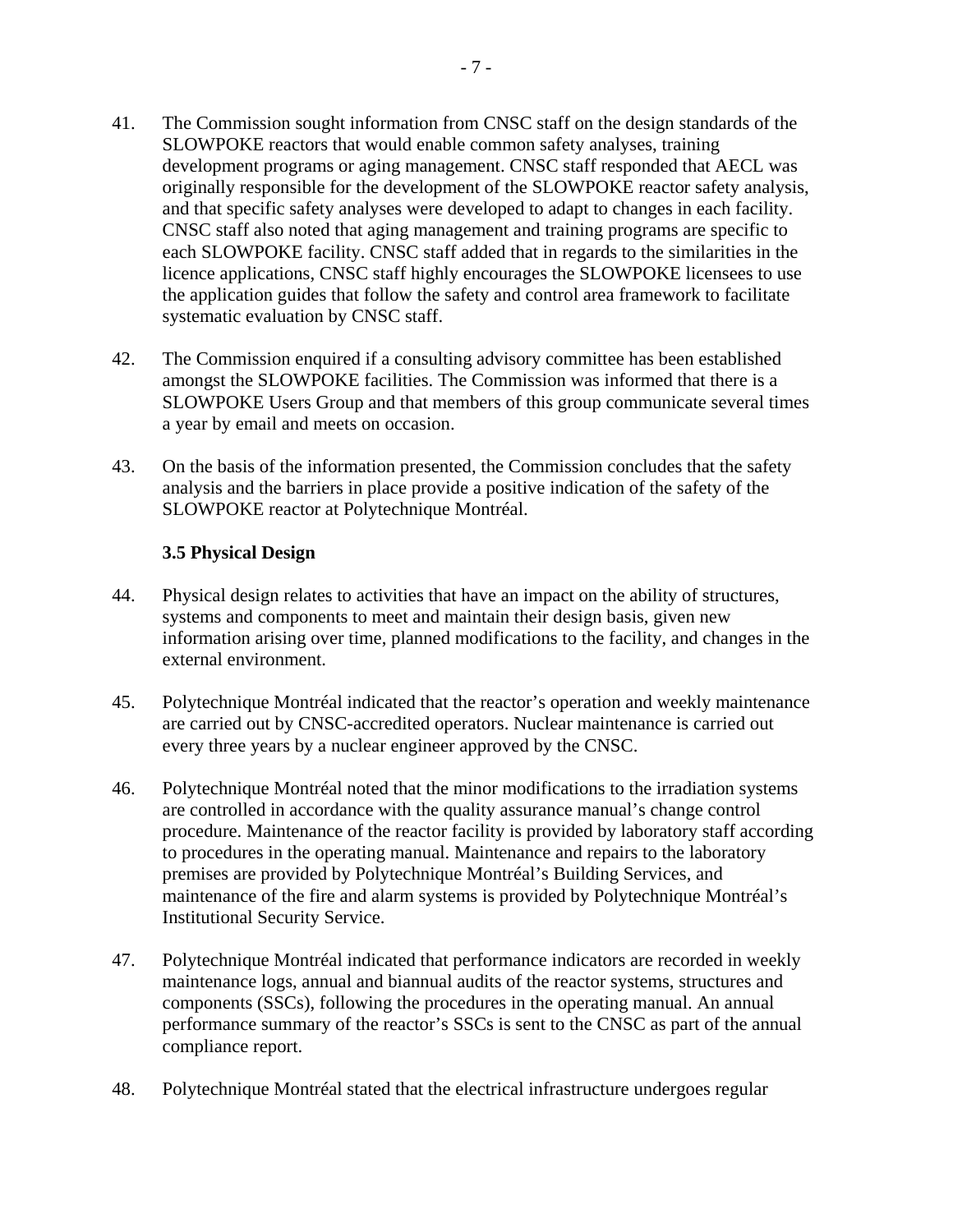41. The Commission sought information from CNSC staff on the design standards of the SLOWPOKE reactors that would enable common safety analyses, training development programs or aging management. CNSC staff responded that AECL was originally responsible for the development of the SLOWPOKE reactor safety analysis, and that specific safety analyses were developed to adapt to changes in each facility. CNSC staff also noted that aging management and training programs are specific to each SLOWPOKE facility. CNSC staff added that in regards to the similarities in the licence applications, CNSC staff highly encourages the SLOWPOKE licensees to use the application guides that follow the safety and control area framework to facilitate systematic evaluation by CNSC staff.

42. The Commission enquired if a consulting advisory committee has been established amongst the SLOWPOKE facilities. The Commission was informed that there is a SLOWPOKE Users Group and that members of this group communicate several times a year by email and meets on occasion.

43. On the basis of the information presented, the Commission concludes that the safety analysis and the barriers in place provide a positive indication of the safety of the SLOWPOKE reactor at Polytechnique Montréal.

### 3.5 Physical Design

44. Physical design relates to activities that have an impact on the ability of structures, systems and components to meet and maintain their design basis, given new information arising over time, planned modifications to the facility, and changes in the external environment.

45. Polytechnique Montréal indicated that the reactor's operation and weekly maintenance are carried out by CNSC-accredited operators. Nuclear maintenance is carried out every three years by a nuclear engineer approved by the CNSC.

46. Polytechnique Montréal noted that the minor modifications to the irradiation systems are controlled in accordance with the quality assurance manual's change control procedure. Maintenance of the reactor facility is provided by laboratory staff according to procedures in the operating manual. Maintenance and repairs to the laboratory premises are provided by Polytechnique Montréal's Building Services, and maintenance of the fire and alarm systems is provided by Polytechnique Montréal's Institutional Security Service.

47. Polytechnique Montréal indicated that performance indicators are recorded in weekly maintenance logs, annual and biannual audits of the reactor systems, structures and components (SSCs), following the procedures in the operating manual. An annual performance summary of the reactor's SSCs is sent to the CNSC as part of the annual compliance report.

48. Polytechnique Montréal stated that the electrical infrastructure undergoes regular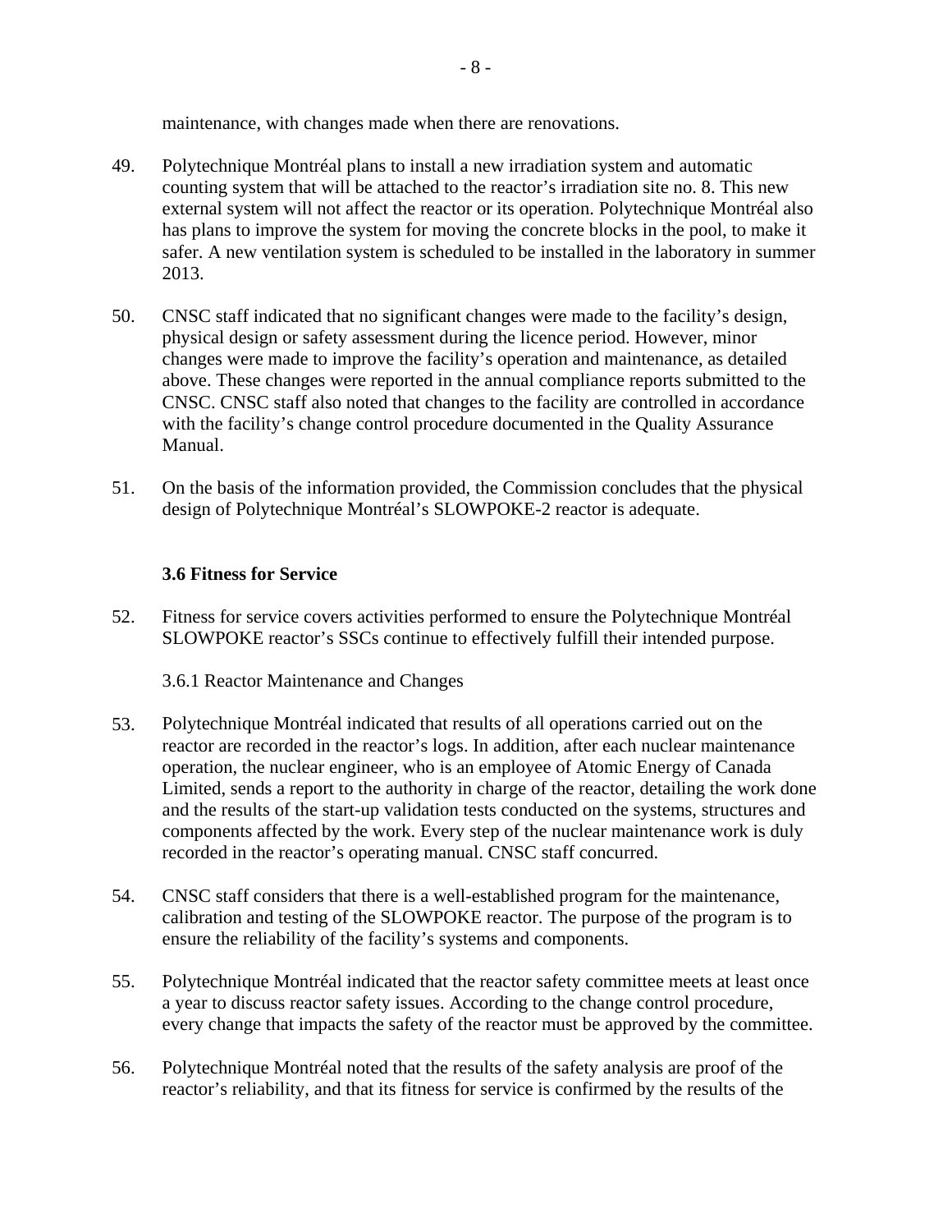maintenance, with changes made when there are renovations.

49. Polytechnique Montréal plans to install a new irradiation system and automatic counting system that will be attached to the reactor's irradiation site no. 8. This new external system will not affect the reactor or its operation. Polytechnique Montréal also has plans to improve the system for moving the concrete blocks in the pool, to make it safer. A new ventilation system is scheduled to be installed in the laboratory in summer 2013.

50. CNSC staff indicated that no significant changes were made to the facility's design, physical design or safety assessment during the licence period. However, minor changes were made to improve the facility's operation and maintenance, as detailed above. These changes were reported in the annual compliance reports submitted to the CNSC. CNSC staff also noted that changes to the facility are controlled in accordance with the facility's change control procedure documented in the Quality Assurance Manual.

51. On the basis of the information provided, the Commission concludes that the physical design of Polytechnique Montréal's SLOWPOKE-2 reactor is adequate.

### 3.6 Fitness for Service

52. Fitness for service covers activities performed to ensure the Polytechnique Montréal SLOWPOKE reactor's SSCs continue to effectively fulfill their intended purpose.

#### 3.6.1 Reactor Maintenance and Changes

53. Polytechnique Montréal indicated that results of all operations carried out on the reactor are recorded in the reactor's logs. In addition, after each nuclear maintenance operation, the nuclear engineer, who is an employee of Atomic Energy of Canada Limited, sends a report to the authority in charge of the reactor, detailing the work done and the results of the start-up validation tests conducted on the systems, structures and components affected by the work. Every step of the nuclear maintenance work is duly recorded in the reactor's operating manual. CNSC staff concurred.

54. CNSC staff considers that there is a well-established program for the maintenance, calibration and testing of the SLOWPOKE reactor. The purpose of the program is to ensure the reliability of the facility's systems and components.

55. Polytechnique Montréal indicated that the reactor safety committee meets at least once a year to discuss reactor safety issues. According to the change control procedure, every change that impacts the safety of the reactor must be approved by the committee.

56. Polytechnique Montréal noted that the results of the safety analysis are proof of the reactor's reliability, and that its fitness for service is confirmed by the results of the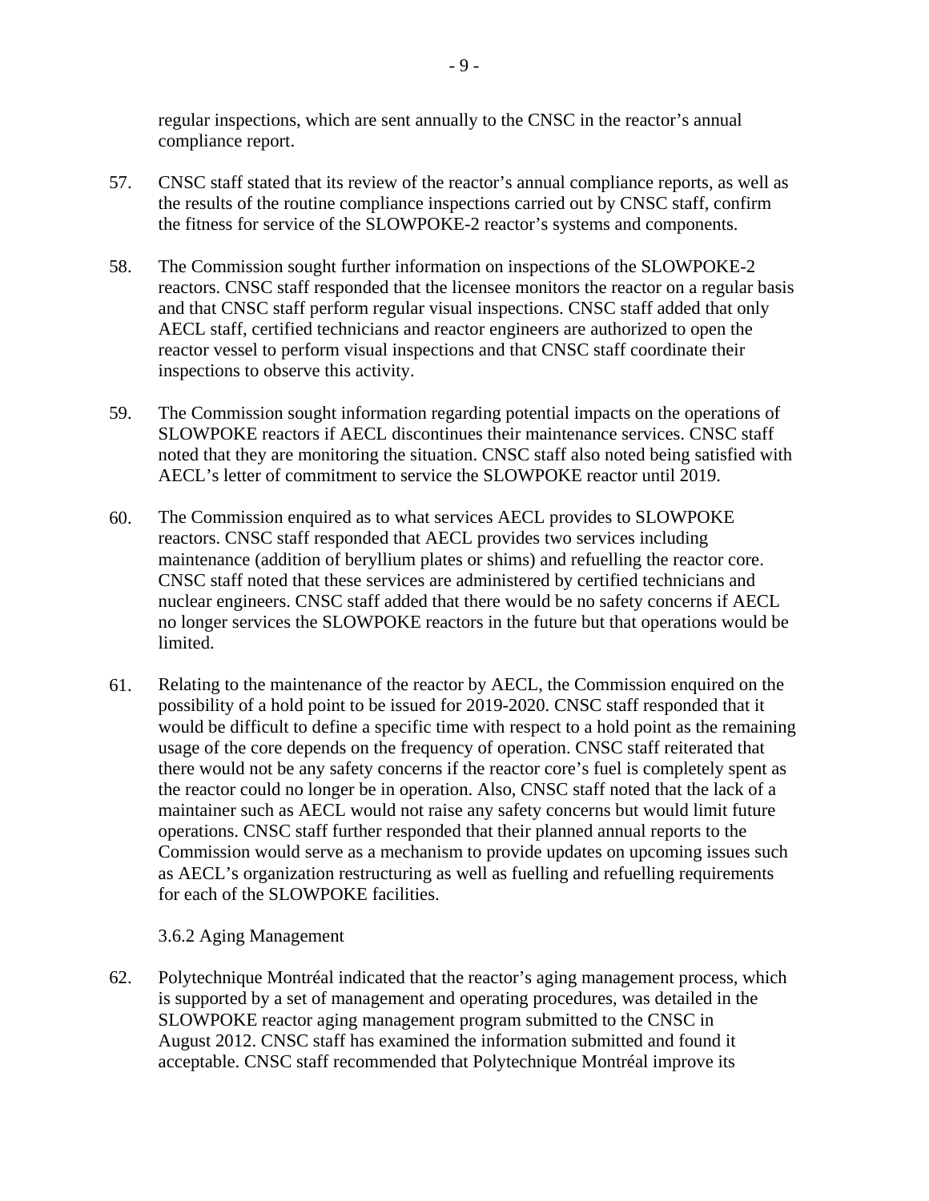regular inspections, which are sent annually to the CNSC in the reactor's annual compliance report.

57. CNSC staff stated that its review of the reactor's annual compliance reports, as well as the results of the routine compliance inspections carried out by CNSC staff, confirm the fitness for service of the SLOWPOKE-2 reactor's systems and components.

58. The Commission sought further information on inspections of the SLOWPOKE-2 reactors. CNSC staff responded that the licensee monitors the reactor on a regular basis and that CNSC staff perform regular visual inspections. CNSC staff added that only AECL staff, certified technicians and reactor engineers are authorized to open the reactor vessel to perform visual inspections and that CNSC staff coordinate their inspections to observe this activity.

59. The Commission sought information regarding potential impacts on the operations of SLOWPOKE reactors if AECL discontinues their maintenance services. CNSC staff noted that they are monitoring the situation. CNSC staff also noted being satisfied with AECL's letter of commitment to service the SLOWPOKE reactor until 2019.

60. The Commission enquired as to what services AECL provides to SLOWPOKE reactors. CNSC staff responded that AECL provides two services including maintenance (addition of beryllium plates or shims) and refuelling the reactor core. CNSC staff noted that these services are administered by certified technicians and nuclear engineers. CNSC staff added that there would be no safety concerns if AECL no longer services the SLOWPOKE reactors in the future but that operations would be limited.

61. Relating to the maintenance of the reactor by AECL, the Commission enquired on the possibility of a hold point to be issued for 2019-2020. CNSC staff responded that it would be difficult to define a specific time with respect to a hold point as the remaining usage of the core depends on the frequency of operation. CNSC staff reiterated that there would not be any safety concerns if the reactor core's fuel is completely spent as the reactor could no longer be in operation. Also, CNSC staff noted that the lack of a maintainer such as AECL would not raise any safety concerns but would limit future operations. CNSC staff further responded that their planned annual reports to the Commission would serve as a mechanism to provide updates on upcoming issues such as AECL's organization restructuring as well as fuelling and refuelling requirements for each of the SLOWPOKE facilities.

#### 3.6.2 Aging Management

62. Polytechnique Montréal indicated that the reactor's aging management process, which is supported by a set of management and operating procedures, was detailed in the SLOWPOKE reactor aging management program submitted to the CNSC in August 2012. CNSC staff has examined the information submitted and found it acceptable. CNSC staff recommended that Polytechnique Montréal improve its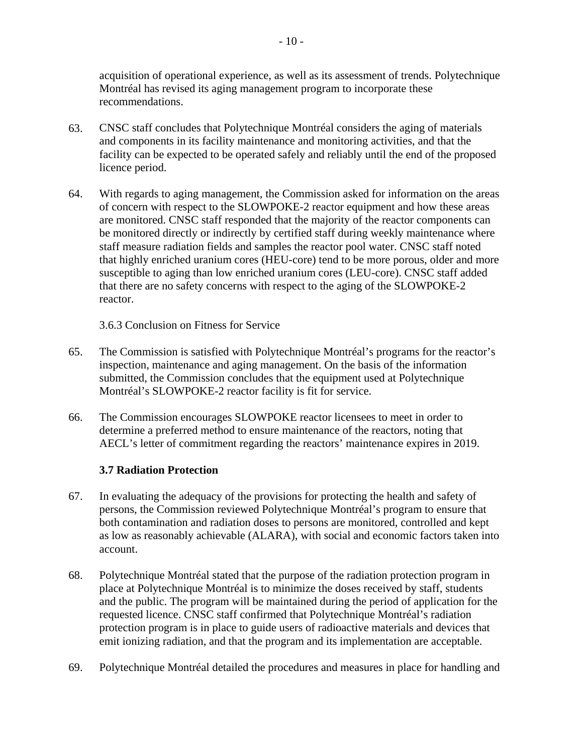acquisition of operational experience, as well as its assessment of trends. Polytechnique Montréal has revised its aging management program to incorporate these recommendations.

63. CNSC staff concludes that Polytechnique Montréal considers the aging of materials and components in its facility maintenance and monitoring activities, and that the facility can be expected to be operated safely and reliably until the end of the proposed licence period.

64. With regards to aging management, the Commission asked for information on the areas of concern with respect to the SLOWPOKE-2 reactor equipment and how these areas are monitored. CNSC staff responded that the majority of the reactor components can be monitored directly or indirectly by certified staff during weekly maintenance where staff measure radiation fields and samples the reactor pool water. CNSC staff noted that highly enriched uranium cores (HEU-core) tend to be more porous, older and more susceptible to aging than low enriched uranium cores (LEU-core). CNSC staff added that there are no safety concerns with respect to the aging of the SLOWPOKE-2 reactor.

3.6.3 Conclusion on Fitness for Service

65. The Commission is satisfied with Polytechnique Montréal's programs for the reactor's inspection, maintenance and aging management. On the basis of the information submitted, the Commission concludes that the equipment used at Polytechnique Montréal's SLOWPOKE-2 reactor facility is fit for service.

66. The Commission encourages SLOWPOKE reactor licensees to meet in order to determine a preferred method to ensure maintenance of the reactors, noting that AECL's letter of commitment regarding the reactors' maintenance expires in 2019.

### 3.7 Radiation Protection

67. In evaluating the adequacy of the provisions for protecting the health and safety of persons, the Commission reviewed Polytechnique Montréal's program to ensure that both contamination and radiation doses to persons are monitored, controlled and kept as low as reasonably achievable (ALARA), with social and economic factors taken into account.

68. Polytechnique Montréal stated that the purpose of the radiation protection program in place at Polytechnique Montréal is to minimize the doses received by staff, students and the public. The program will be maintained during the period of application for the requested licence. CNSC staff confirmed that Polytechnique Montréal's radiation protection program is in place to guide users of radioactive materials and devices that emit ionizing radiation, and that the program and its implementation are acceptable.

69. Polytechnique Montréal detailed the procedures and measures in place for handling and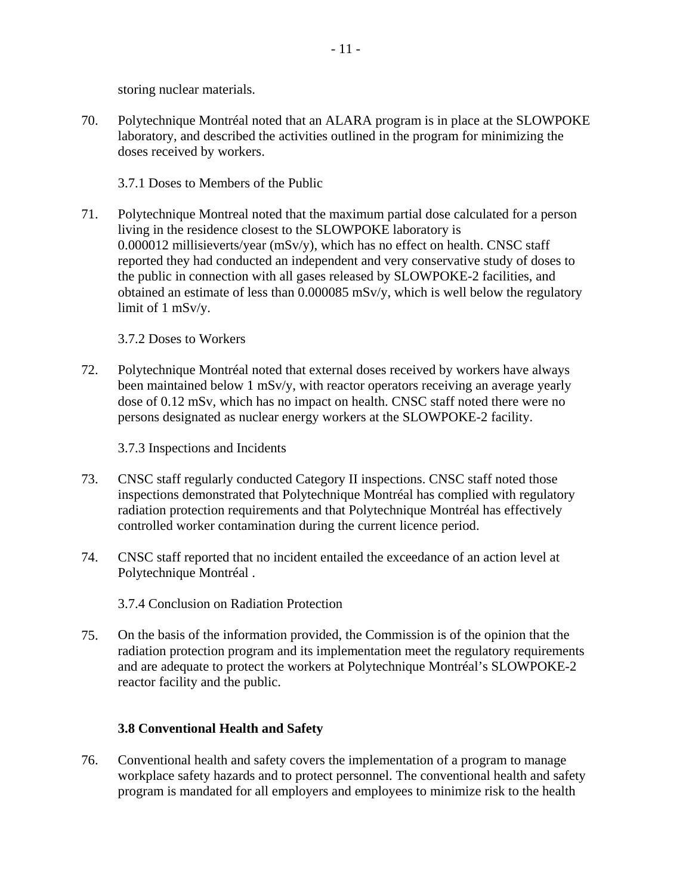storing nuclear materials.

70. Polytechnique Montréal noted that an ALARA program is in place at the SLOWPOKE laboratory, and described the activities outlined in the program for minimizing the doses received by workers.

3.7.1 Doses to Members of the Public

71. Polytechnique Montreal noted that the maximum partial dose calculated for a person living in the residence closest to the SLOWPOKE laboratory is 0.000012 millisieverts/year (mSv/y), which has no effect on health. CNSC staff reported they had conducted an independent and very conservative study of doses to the public in connection with all gases released by SLOWPOKE-2 facilities, and obtained an estimate of less than 0.000085 mSv/y, which is well below the regulatory limit of 1 mSv/y.

3.7.2 Doses to Workers

72. Polytechnique Montréal noted that external doses received by workers have always been maintained below 1 mSv/y, with reactor operators receiving an average yearly dose of 0.12 mSv, which has no impact on health. CNSC staff noted there were no persons designated as nuclear energy workers at the SLOWPOKE-2 facility.

3.7.3 Inspections and Incidents

73. CNSC staff regularly conducted Category II inspections. CNSC staff noted those inspections demonstrated that Polytechnique Montréal has complied with regulatory radiation protection requirements and that Polytechnique Montréal has effectively controlled worker contamination during the current licence period.

74. CNSC staff reported that no incident entailed the exceedance of an action level at Polytechnique Montréal .

3.7.4 Conclusion on Radiation Protection

75. On the basis of the information provided, the Commission is of the opinion that the radiation protection program and its implementation meet the regulatory requirements and are adequate to protect the workers at Polytechnique Montréal's SLOWPOKE-2 reactor facility and the public.

### 3.8 Conventional Health and Safety

76. Conventional health and safety covers the implementation of a program to manage workplace safety hazards and to protect personnel. The conventional health and safety program is mandated for all employers and employees to minimize risk to the health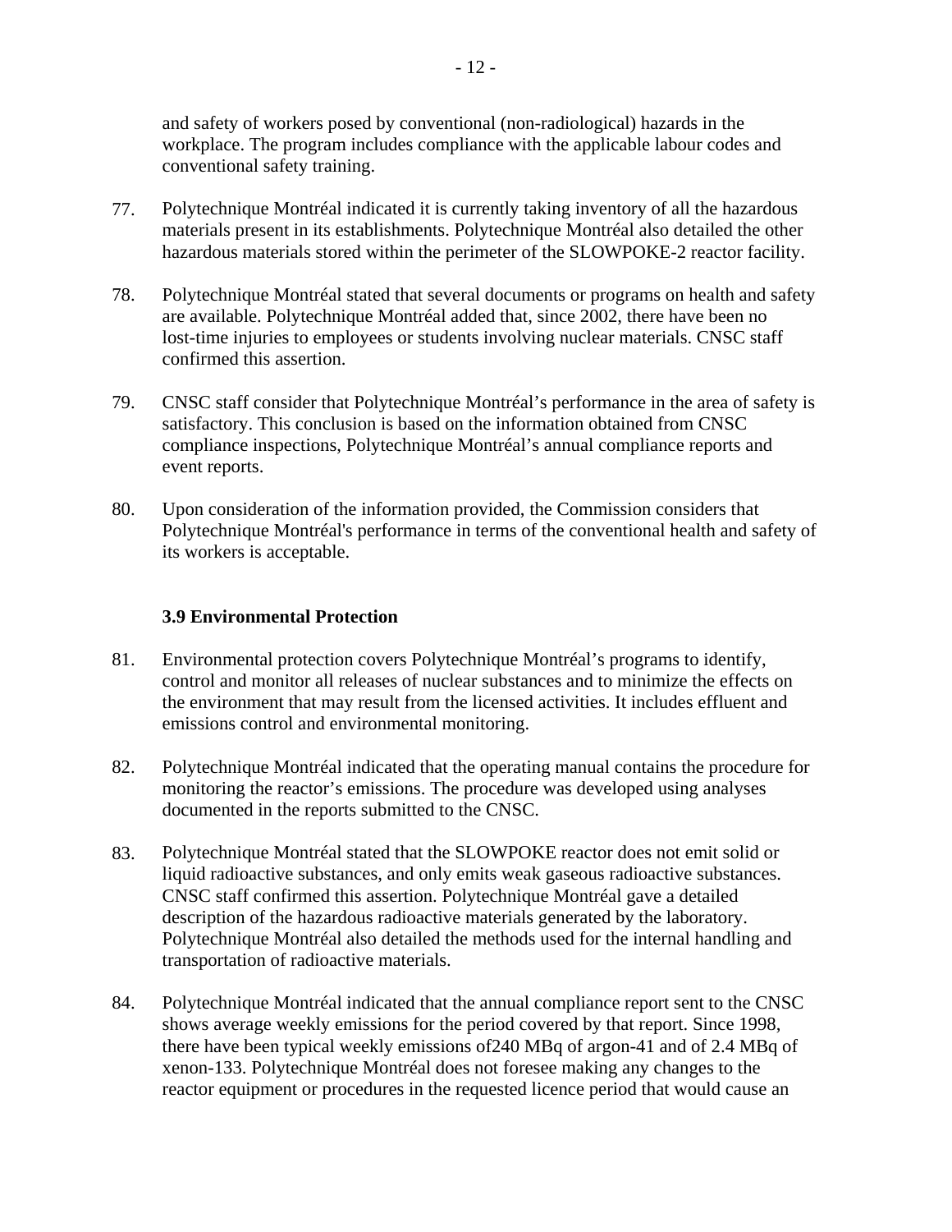and safety of workers posed by conventional (non-radiological) hazards in the workplace. The program includes compliance with the applicable labour codes and conventional safety training.

77. Polytechnique Montréal indicated it is currently taking inventory of all the hazardous materials present in its establishments. Polytechnique Montréal also detailed the other hazardous materials stored within the perimeter of the SLOWPOKE-2 reactor facility.

78. Polytechnique Montréal stated that several documents or programs on health and safety are available. Polytechnique Montréal added that, since 2002, there have been no lost-time injuries to employees or students involving nuclear materials. CNSC staff confirmed this assertion.

79. CNSC staff consider that Polytechnique Montréal's performance in the area of safety is satisfactory. This conclusion is based on the information obtained from CNSC compliance inspections, Polytechnique Montréal's annual compliance reports and event reports.

80. Upon consideration of the information provided, the Commission considers that Polytechnique Montréal's performance in terms of the conventional health and safety of its workers is acceptable.

### 3.9 Environmental Protection

81. Environmental protection covers Polytechnique Montréal's programs to identify, control and monitor all releases of nuclear substances and to minimize the effects on the environment that may result from the licensed activities. It includes effluent and emissions control and environmental monitoring.

82. Polytechnique Montréal indicated that the operating manual contains the procedure for monitoring the reactor's emissions. The procedure was developed using analyses documented in the reports submitted to the CNSC.

83. Polytechnique Montréal stated that the SLOWPOKE reactor does not emit solid or liquid radioactive substances, and only emits weak gaseous radioactive substances. CNSC staff confirmed this assertion. Polytechnique Montréal gave a detailed description of the hazardous radioactive materials generated by the laboratory. Polytechnique Montréal also detailed the methods used for the internal handling and transportation of radioactive materials.

84. Polytechnique Montréal indicated that the annual compliance report sent to the CNSC shows average weekly emissions for the period covered by that report. Since 1998, there have been typical weekly emissions of240 MBq of argon-41 and of 2.4 MBq of xenon-133. Polytechnique Montréal does not foresee making any changes to the reactor equipment or procedures in the requested licence period that would cause an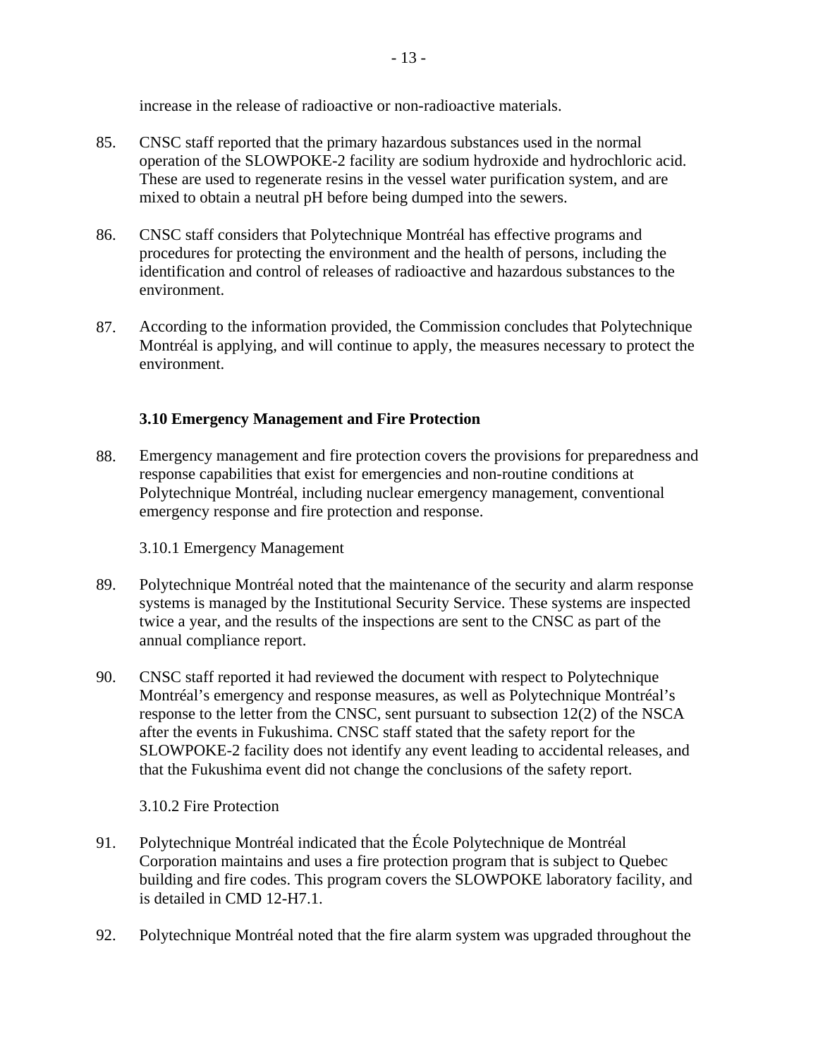increase in the release of radioactive or non-radioactive materials.

85. CNSC staff reported that the primary hazardous substances used in the normal operation of the SLOWPOKE-2 facility are sodium hydroxide and hydrochloric acid. These are used to regenerate resins in the vessel water purification system, and are mixed to obtain a neutral pH before being dumped into the sewers.

86. CNSC staff considers that Polytechnique Montréal has effective programs and procedures for protecting the environment and the health of persons, including the identification and control of releases of radioactive and hazardous substances to the environment.

87. According to the information provided, the Commission concludes that Polytechnique Montréal is applying, and will continue to apply, the measures necessary to protect the environment.

### 3.10 Emergency Management and Fire Protection

88. Emergency management and fire protection covers the provisions for preparedness and response capabilities that exist for emergencies and non-routine conditions at Polytechnique Montréal, including nuclear emergency management, conventional emergency response and fire protection and response.

#### 3.10.1 Emergency Management

89. Polytechnique Montréal noted that the maintenance of the security and alarm response systems is managed by the Institutional Security Service. These systems are inspected twice a year, and the results of the inspections are sent to the CNSC as part of the annual compliance report.

90. CNSC staff reported it had reviewed the document with respect to Polytechnique Montréal's emergency and response measures, as well as Polytechnique Montréal's response to the letter from the CNSC, sent pursuant to subsection 12(2) of the NSCA after the events in Fukushima. CNSC staff stated that the safety report for the SLOWPOKE-2 facility does not identify any event leading to accidental releases, and that the Fukushima event did not change the conclusions of the safety report.

#### 3.10.2 Fire Protection

91. Polytechnique Montréal indicated that the École Polytechnique de Montréal Corporation maintains and uses a fire protection program that is subject to Quebec building and fire codes. This program covers the SLOWPOKE laboratory facility, and is detailed in CMD 12-H7.1.

92. Polytechnique Montréal noted that the fire alarm system was upgraded throughout the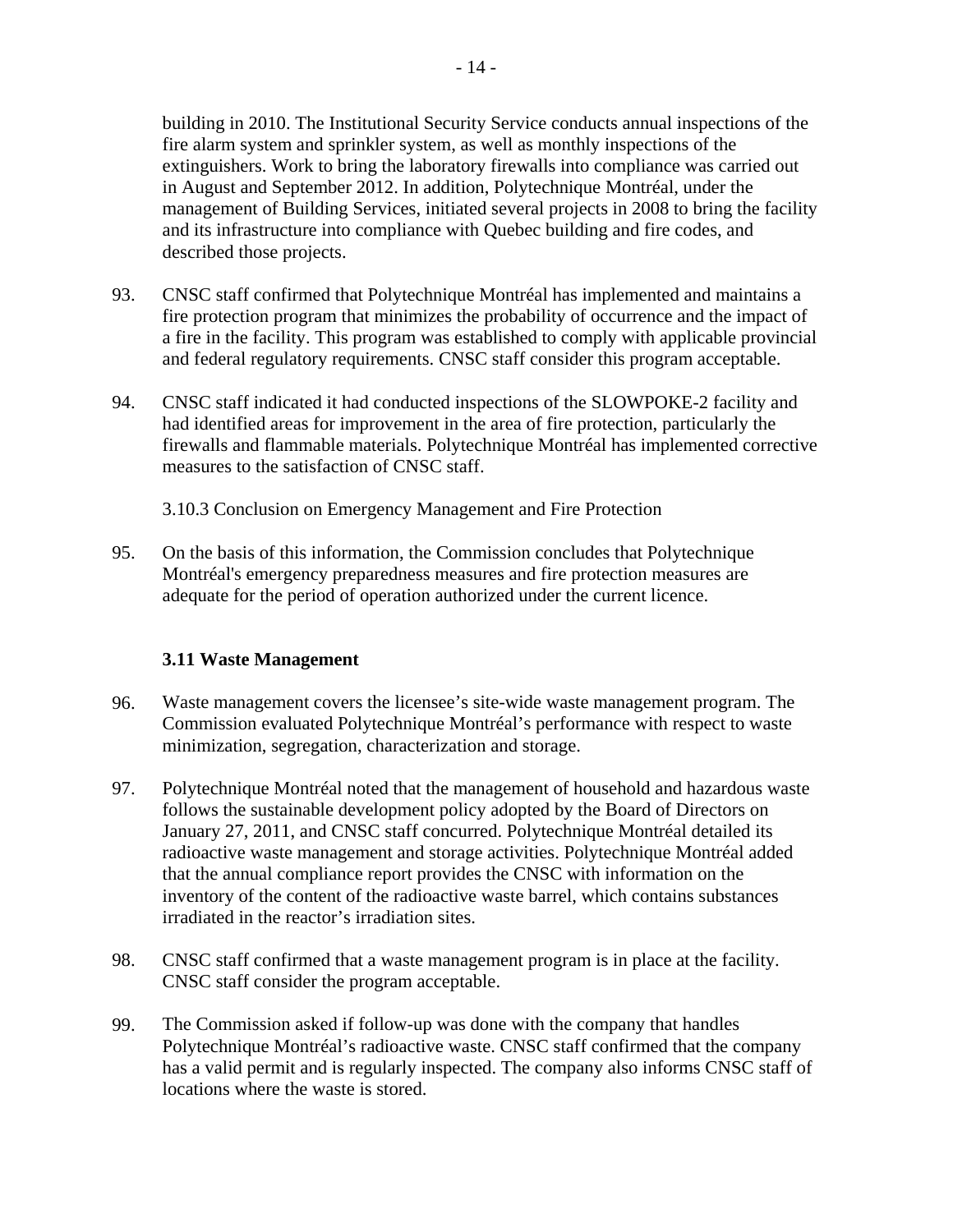building in 2010. The Institutional Security Service conducts annual inspections of the fire alarm system and sprinkler system, as well as monthly inspections of the extinguishers. Work to bring the laboratory firewalls into compliance was carried out in August and September 2012. In addition, Polytechnique Montréal, under the management of Building Services, initiated several projects in 2008 to bring the facility and its infrastructure into compliance with Quebec building and fire codes, and described those projects.

93. CNSC staff confirmed that Polytechnique Montréal has implemented and maintains a fire protection program that minimizes the probability of occurrence and the impact of a fire in the facility. This program was established to comply with applicable provincial and federal regulatory requirements. CNSC staff consider this program acceptable.

94. CNSC staff indicated it had conducted inspections of the SLOWPOKE-2 facility and had identified areas for improvement in the area of fire protection, particularly the firewalls and flammable materials. Polytechnique Montréal has implemented corrective measures to the satisfaction of CNSC staff.

3.10.3 Conclusion on Emergency Management and Fire Protection

95. On the basis of this information, the Commission concludes that Polytechnique Montréal's emergency preparedness measures and fire protection measures are adequate for the period of operation authorized under the current licence.

### 3.11 Waste Management

96. Waste management covers the licensee's site-wide waste management program. The Commission evaluated Polytechnique Montréal's performance with respect to waste minimization, segregation, characterization and storage.

97. Polytechnique Montréal noted that the management of household and hazardous waste follows the sustainable development policy adopted by the Board of Directors on January 27, 2011, and CNSC staff concurred. Polytechnique Montréal detailed its radioactive waste management and storage activities. Polytechnique Montréal added that the annual compliance report provides the CNSC with information on the inventory of the content of the radioactive waste barrel, which contains substances irradiated in the reactor's irradiation sites.

98. CNSC staff confirmed that a waste management program is in place at the facility. CNSC staff consider the program acceptable.

99. The Commission asked if follow-up was done with the company that handles Polytechnique Montréal's radioactive waste. CNSC staff confirmed that the company has a valid permit and is regularly inspected. The company also informs CNSC staff of locations where the waste is stored.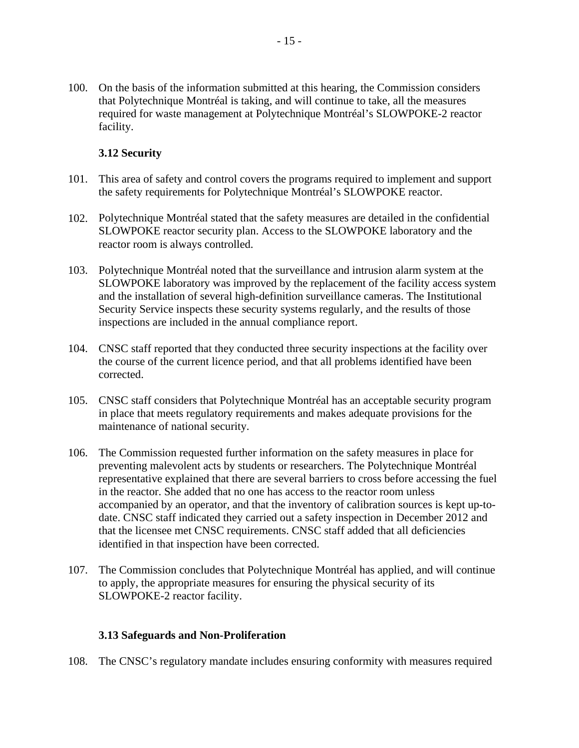100. On the basis of the information submitted at this hearing, the Commission considers that Polytechnique Montréal is taking, and will continue to take, all the measures required for waste management at Polytechnique Montréal's SLOWPOKE-2 reactor facility.

### 3.12 Security

101. This area of safety and control covers the programs required to implement and support the safety requirements for Polytechnique Montréal's SLOWPOKE reactor.

102. Polytechnique Montréal stated that the safety measures are detailed in the confidential SLOWPOKE reactor security plan. Access to the SLOWPOKE laboratory and the reactor room is always controlled.

103. Polytechnique Montréal noted that the surveillance and intrusion alarm system at the SLOWPOKE laboratory was improved by the replacement of the facility access system and the installation of several high-definition surveillance cameras. The Institutional Security Service inspects these security systems regularly, and the results of those inspections are included in the annual compliance report.

104. CNSC staff reported that they conducted three security inspections at the facility over the course of the current licence period, and that all problems identified have been corrected.

105. CNSC staff considers that Polytechnique Montréal has an acceptable security program in place that meets regulatory requirements and makes adequate provisions for the maintenance of national security.

106. The Commission requested further information on the safety measures in place for preventing malevolent acts by students or researchers. The Polytechnique Montréal representative explained that there are several barriers to cross before accessing the fuel in the reactor. She added that no one has access to the reactor room unless accompanied by an operator, and that the inventory of calibration sources is kept up-to-date. CNSC staff indicated they carried out a safety inspection in December 2012 and that the licensee met CNSC requirements. CNSC staff added that all deficiencies identified in that inspection have been corrected.

107. The Commission concludes that Polytechnique Montréal has applied, and will continue to apply, the appropriate measures for ensuring the physical security of its SLOWPOKE-2 reactor facility.

### 3.13 Safeguards and Non-Proliferation

108. The CNSC's regulatory mandate includes ensuring conformity with measures required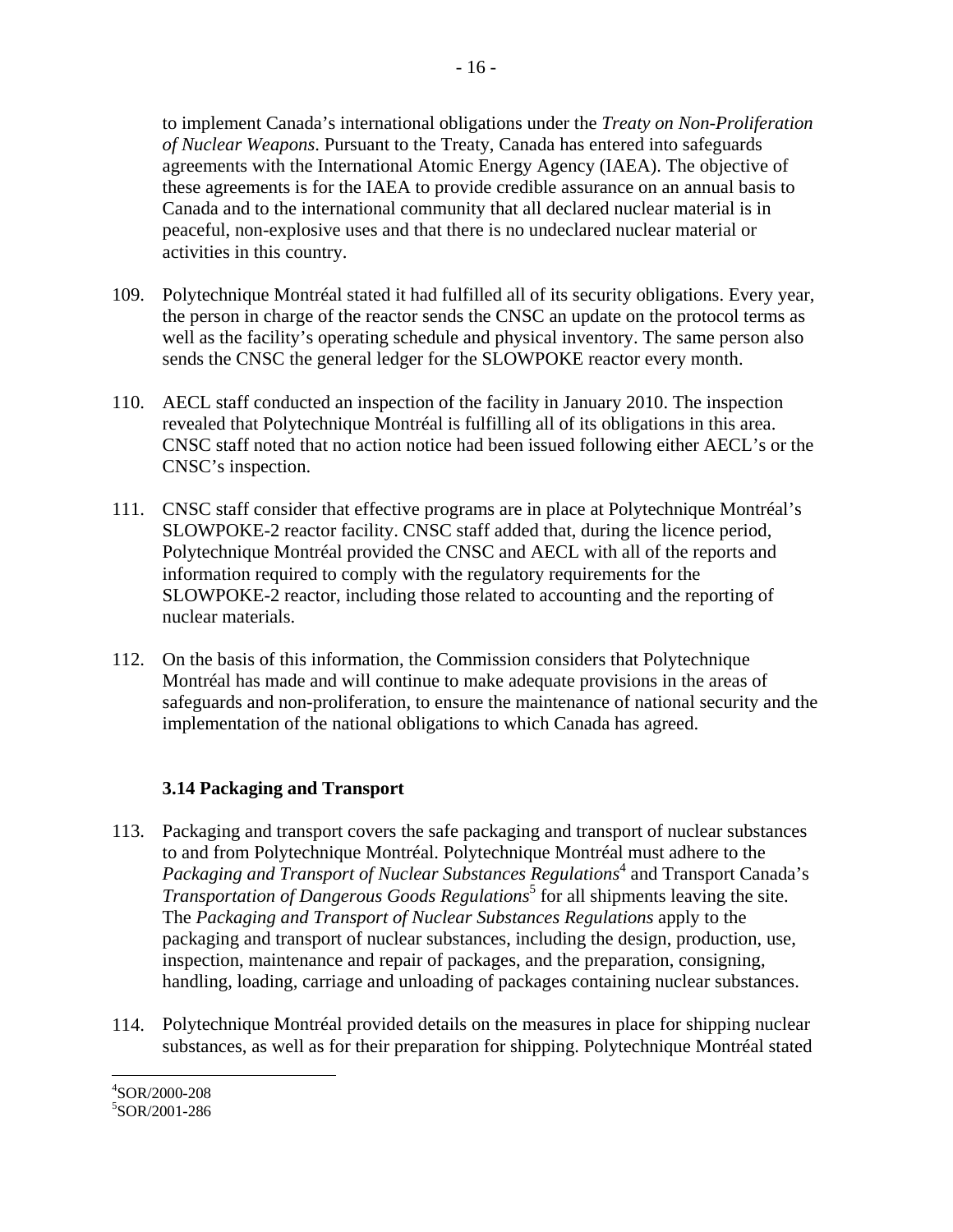to implement Canada's international obligations under the *Treaty on Non-Proliferation of Nuclear Weapons*. Pursuant to the Treaty, Canada has entered into safeguards agreements with the International Atomic Energy Agency (IAEA). The objective of these agreements is for the IAEA to provide credible assurance on an annual basis to Canada and to the international community that all declared nuclear material is in peaceful, non-explosive uses and that there is no undeclared nuclear material or activities in this country.

109. Polytechnique Montréal stated it had fulfilled all of its security obligations. Every year, the person in charge of the reactor sends the CNSC an update on the protocol terms as well as the facility's operating schedule and physical inventory. The same person also sends the CNSC the general ledger for the SLOWPOKE reactor every month.

110. AECL staff conducted an inspection of the facility in January 2010. The inspection revealed that Polytechnique Montréal is fulfilling all of its obligations in this area. CNSC staff noted that no action notice had been issued following either AECL's or the CNSC's inspection.

111. CNSC staff consider that effective programs are in place at Polytechnique Montréal's SLOWPOKE-2 reactor facility. CNSC staff added that, during the licence period, Polytechnique Montréal provided the CNSC and AECL with all of the reports and information required to comply with the regulatory requirements for the SLOWPOKE-2 reactor, including those related to accounting and the reporting of nuclear materials.

112. On the basis of this information, the Commission considers that Polytechnique Montréal has made and will continue to make adequate provisions in the areas of safeguards and non-proliferation, to ensure the maintenance of national security and the implementation of the national obligations to which Canada has agreed.

### 3.14 Packaging and Transport

113. Packaging and transport covers the safe packaging and transport of nuclear substances to and from Polytechnique Montréal. Polytechnique Montréal must adhere to the *Packaging and Transport of Nuclear Substances Regulations*[4] and Transport Canada's *Transportation of Dangerous Goods Regulations*[5] for all shipments leaving the site. The *Packaging and Transport of Nuclear Substances Regulations* apply to the packaging and transport of nuclear substances, including the design, production, use, inspection, maintenance and repair of packages, and the preparation, consigning, handling, loading, carriage and unloading of packages containing nuclear substances.

114. Polytechnique Montréal provided details on the measures in place for shipping nuclear substances, as well as for their preparation for shipping. Polytechnique Montréal stated

[4] SOR/2000-208
[5] SOR/2001-286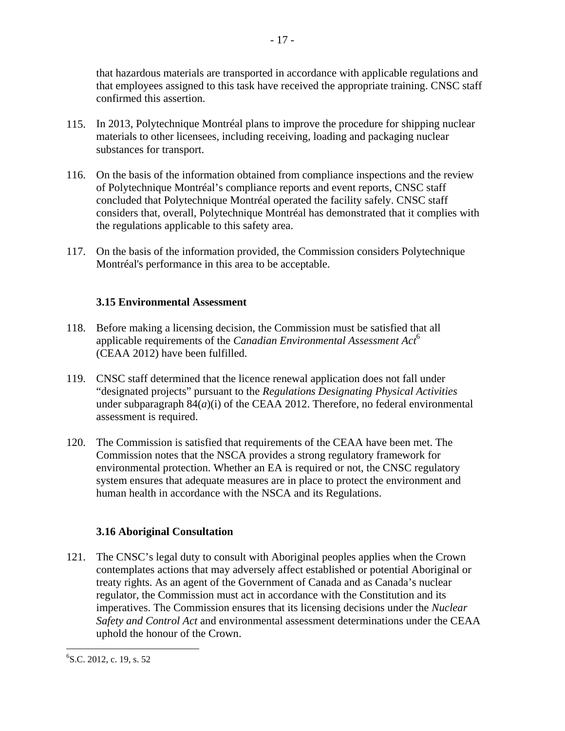that hazardous materials are transported in accordance with applicable regulations and that employees assigned to this task have received the appropriate training. CNSC staff confirmed this assertion.

115. In 2013, Polytechnique Montréal plans to improve the procedure for shipping nuclear materials to other licensees, including receiving, loading and packaging nuclear substances for transport.

116. On the basis of the information obtained from compliance inspections and the review of Polytechnique Montréal's compliance reports and event reports, CNSC staff concluded that Polytechnique Montréal operated the facility safely. CNSC staff considers that, overall, Polytechnique Montréal has demonstrated that it complies with the regulations applicable to this safety area.

117. On the basis of the information provided, the Commission considers Polytechnique Montréal's performance in this area to be acceptable.

### 3.15 Environmental Assessment

118. Before making a licensing decision, the Commission must be satisfied that all applicable requirements of the *Canadian Environmental Assessment Act*[6] (CEAA 2012) have been fulfilled.

119. CNSC staff determined that the licence renewal application does not fall under "designated projects" pursuant to the *Regulations Designating Physical Activities* under subparagraph 84(*a*)(i) of the CEAA 2012. Therefore, no federal environmental assessment is required.

120. The Commission is satisfied that requirements of the CEAA have been met. The Commission notes that the NSCA provides a strong regulatory framework for environmental protection. Whether an EA is required or not, the CNSC regulatory system ensures that adequate measures are in place to protect the environment and human health in accordance with the NSCA and its Regulations.

### 3.16 Aboriginal Consultation

121. The CNSC's legal duty to consult with Aboriginal peoples applies when the Crown contemplates actions that may adversely affect established or potential Aboriginal or treaty rights. As an agent of the Government of Canada and as Canada's nuclear regulator, the Commission must act in accordance with the Constitution and its imperatives. The Commission ensures that its licensing decisions under the *Nuclear Safety and Control Act* and environmental assessment determinations under the CEAA uphold the honour of the Crown.

---

[6] S.C. 2012, c. 19, s. 52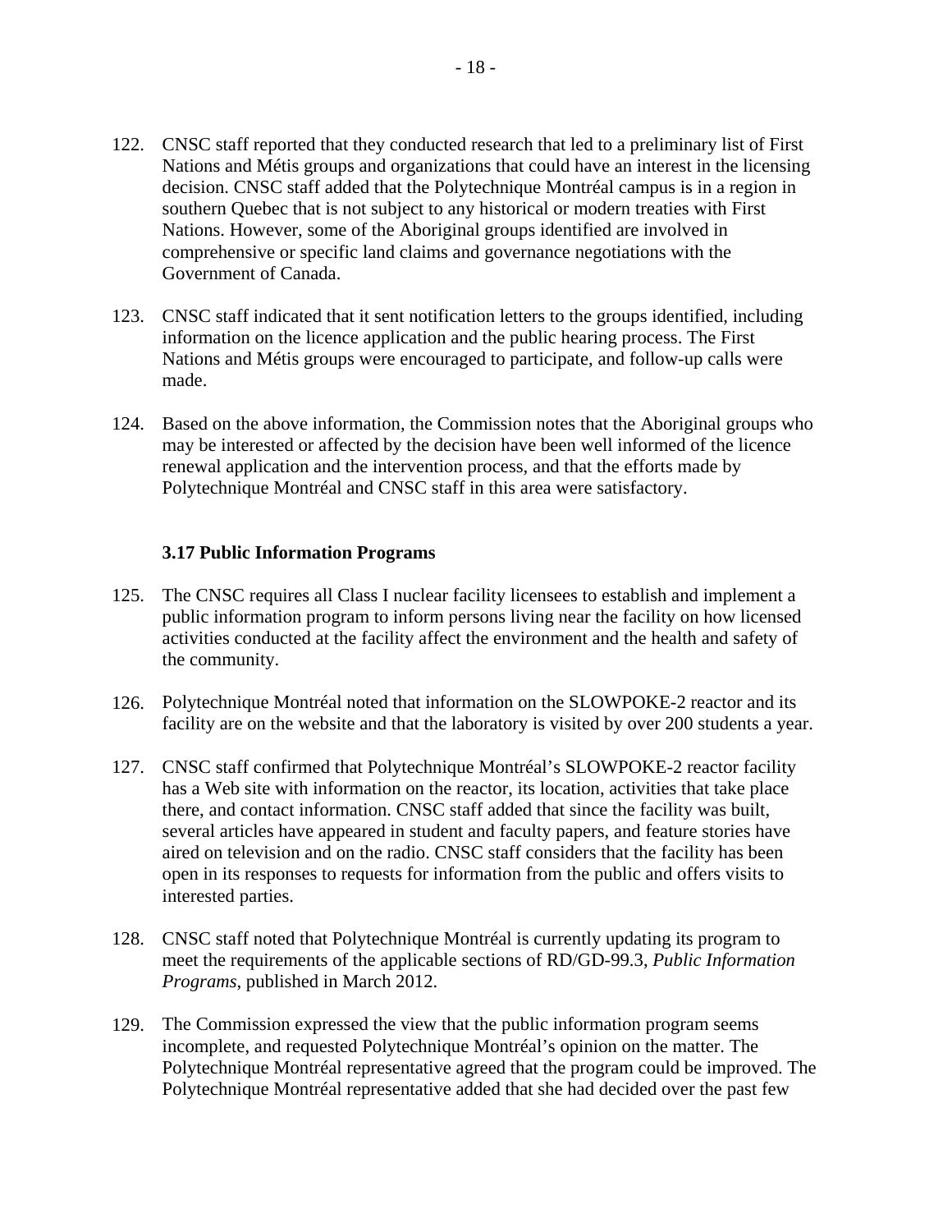122. CNSC staff reported that they conducted research that led to a preliminary list of First Nations and Métis groups and organizations that could have an interest in the licensing decision. CNSC staff added that the Polytechnique Montréal campus is in a region in southern Quebec that is not subject to any historical or modern treaties with First Nations. However, some of the Aboriginal groups identified are involved in comprehensive or specific land claims and governance negotiations with the Government of Canada.

123. CNSC staff indicated that it sent notification letters to the groups identified, including information on the licence application and the public hearing process. The First Nations and Métis groups were encouraged to participate, and follow-up calls were made.

124. Based on the above information, the Commission notes that the Aboriginal groups who may be interested or affected by the decision have been well informed of the licence renewal application and the intervention process, and that the efforts made by Polytechnique Montréal and CNSC staff in this area were satisfactory.

### 3.17 Public Information Programs

125. The CNSC requires all Class I nuclear facility licensees to establish and implement a public information program to inform persons living near the facility on how licensed activities conducted at the facility affect the environment and the health and safety of the community.

126. Polytechnique Montréal noted that information on the SLOWPOKE-2 reactor and its facility are on the website and that the laboratory is visited by over 200 students a year.

127. CNSC staff confirmed that Polytechnique Montréal's SLOWPOKE-2 reactor facility has a Web site with information on the reactor, its location, activities that take place there, and contact information. CNSC staff added that since the facility was built, several articles have appeared in student and faculty papers, and feature stories have aired on television and on the radio. CNSC staff considers that the facility has been open in its responses to requests for information from the public and offers visits to interested parties.

128. CNSC staff noted that Polytechnique Montréal is currently updating its program to meet the requirements of the applicable sections of RD/GD-99.3, *Public Information Programs*, published in March 2012.

129. The Commission expressed the view that the public information program seems incomplete, and requested Polytechnique Montréal's opinion on the matter. The Polytechnique Montréal representative agreed that the program could be improved. The Polytechnique Montréal representative added that she had decided over the past few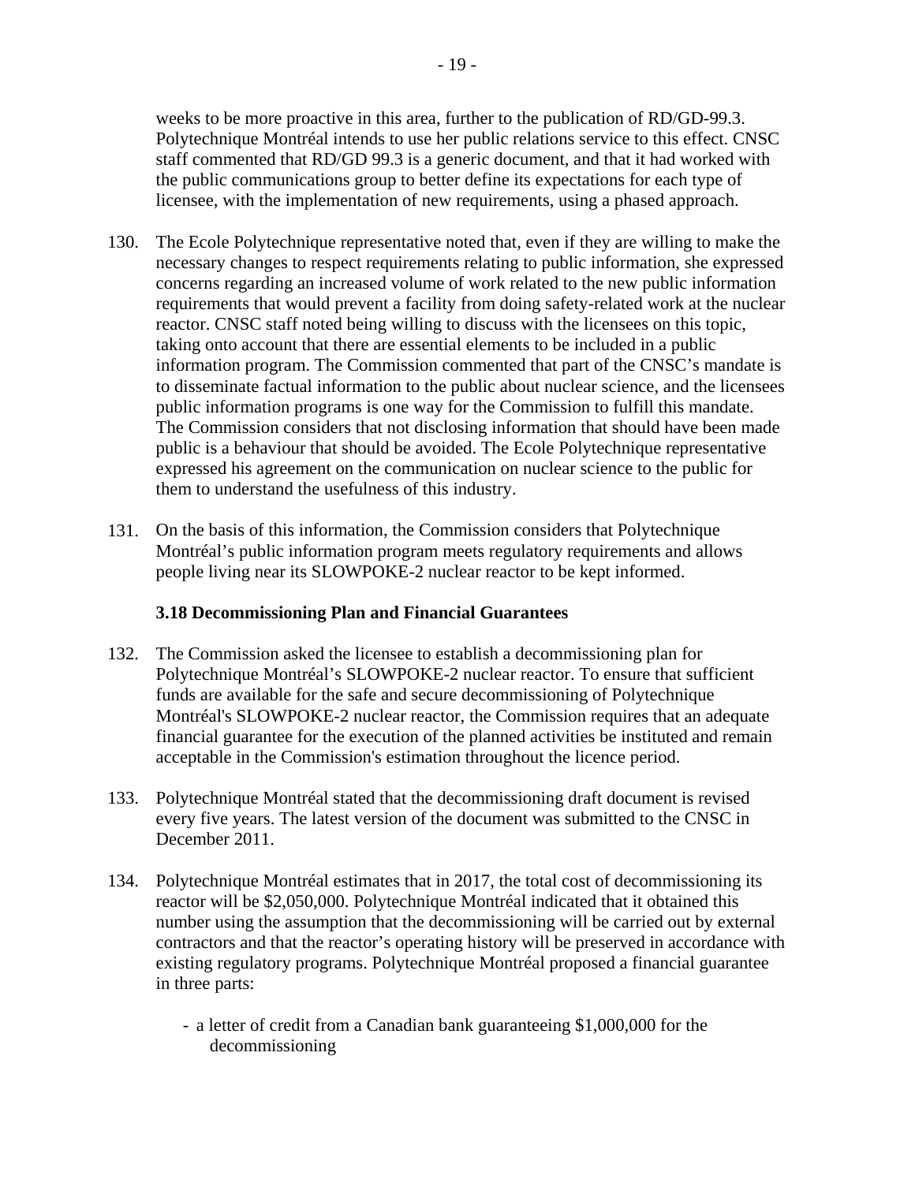weeks to be more proactive in this area, further to the publication of RD/GD-99.3. Polytechnique Montréal intends to use her public relations service to this effect. CNSC staff commented that RD/GD 99.3 is a generic document, and that it had worked with the public communications group to better define its expectations for each type of licensee, with the implementation of new requirements, using a phased approach.

130. The Ecole Polytechnique representative noted that, even if they are willing to make the necessary changes to respect requirements relating to public information, she expressed concerns regarding an increased volume of work related to the new public information requirements that would prevent a facility from doing safety-related work at the nuclear reactor. CNSC staff noted being willing to discuss with the licensees on this topic, taking onto account that there are essential elements to be included in a public information program. The Commission commented that part of the CNSC's mandate is to disseminate factual information to the public about nuclear science, and the licensees public information programs is one way for the Commission to fulfill this mandate. The Commission considers that not disclosing information that should have been made public is a behaviour that should be avoided. The Ecole Polytechnique representative expressed his agreement on the communication on nuclear science to the public for them to understand the usefulness of this industry.

131. On the basis of this information, the Commission considers that Polytechnique Montréal's public information program meets regulatory requirements and allows people living near its SLOWPOKE-2 nuclear reactor to be kept informed.

### 3.18 Decommissioning Plan and Financial Guarantees

132. The Commission asked the licensee to establish a decommissioning plan for Polytechnique Montréal's SLOWPOKE-2 nuclear reactor. To ensure that sufficient funds are available for the safe and secure decommissioning of Polytechnique Montréal's SLOWPOKE-2 nuclear reactor, the Commission requires that an adequate financial guarantee for the execution of the planned activities be instituted and remain acceptable in the Commission's estimation throughout the licence period.

133. Polytechnique Montréal stated that the decommissioning draft document is revised every five years. The latest version of the document was submitted to the CNSC in December 2011.

134. Polytechnique Montréal estimates that in 2017, the total cost of decommissioning its reactor will be $2,050,000. Polytechnique Montréal indicated that it obtained this number using the assumption that the decommissioning will be carried out by external contractors and that the reactor's operating history will be preserved in accordance with existing regulatory programs. Polytechnique Montréal proposed a financial guarantee in three parts:

- a letter of credit from a Canadian bank guaranteeing $1,000,000 for the decommissioning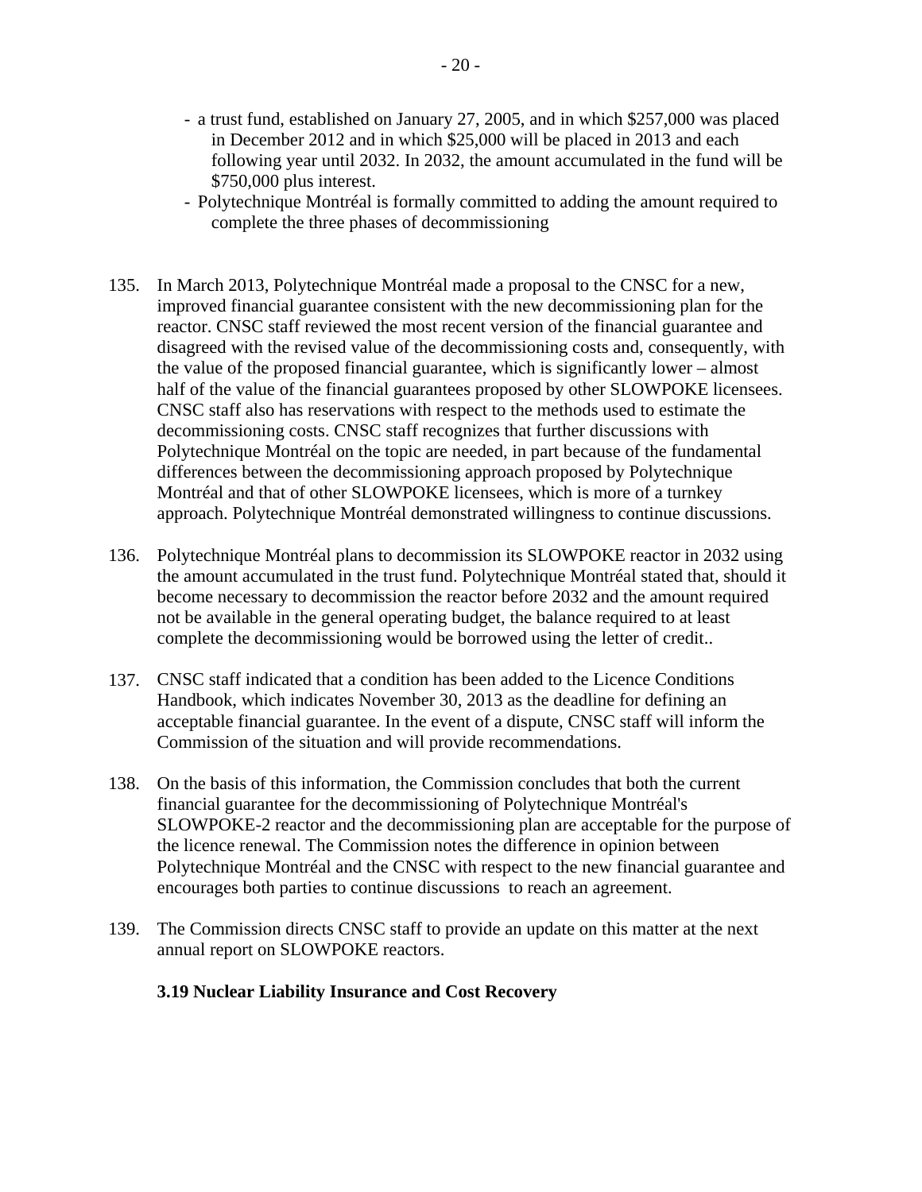- a trust fund, established on January 27, 2005, and in which $257,000 was placed in December 2012 and in which $25,000 will be placed in 2013 and each following year until 2032. In 2032, the amount accumulated in the fund will be $750,000 plus interest.
- Polytechnique Montréal is formally committed to adding the amount required to complete the three phases of decommissioning

135. In March 2013, Polytechnique Montréal made a proposal to the CNSC for a new, improved financial guarantee consistent with the new decommissioning plan for the reactor. CNSC staff reviewed the most recent version of the financial guarantee and disagreed with the revised value of the decommissioning costs and, consequently, with the value of the proposed financial guarantee, which is significantly lower – almost half of the value of the financial guarantees proposed by other SLOWPOKE licensees. CNSC staff also has reservations with respect to the methods used to estimate the decommissioning costs. CNSC staff recognizes that further discussions with Polytechnique Montréal on the topic are needed, in part because of the fundamental differences between the decommissioning approach proposed by Polytechnique Montréal and that of other SLOWPOKE licensees, which is more of a turnkey approach. Polytechnique Montréal demonstrated willingness to continue discussions.

136. Polytechnique Montréal plans to decommission its SLOWPOKE reactor in 2032 using the amount accumulated in the trust fund. Polytechnique Montréal stated that, should it become necessary to decommission the reactor before 2032 and the amount required not be available in the general operating budget, the balance required to at least complete the decommissioning would be borrowed using the letter of credit..

137. CNSC staff indicated that a condition has been added to the Licence Conditions Handbook, which indicates November 30, 2013 as the deadline for defining an acceptable financial guarantee. In the event of a dispute, CNSC staff will inform the Commission of the situation and will provide recommendations.

138. On the basis of this information, the Commission concludes that both the current financial guarantee for the decommissioning of Polytechnique Montréal's SLOWPOKE-2 reactor and the decommissioning plan are acceptable for the purpose of the licence renewal. The Commission notes the difference in opinion between Polytechnique Montréal and the CNSC with respect to the new financial guarantee and encourages both parties to continue discussions to reach an agreement.

139. The Commission directs CNSC staff to provide an update on this matter at the next annual report on SLOWPOKE reactors.

### 3.19 Nuclear Liability Insurance and Cost Recovery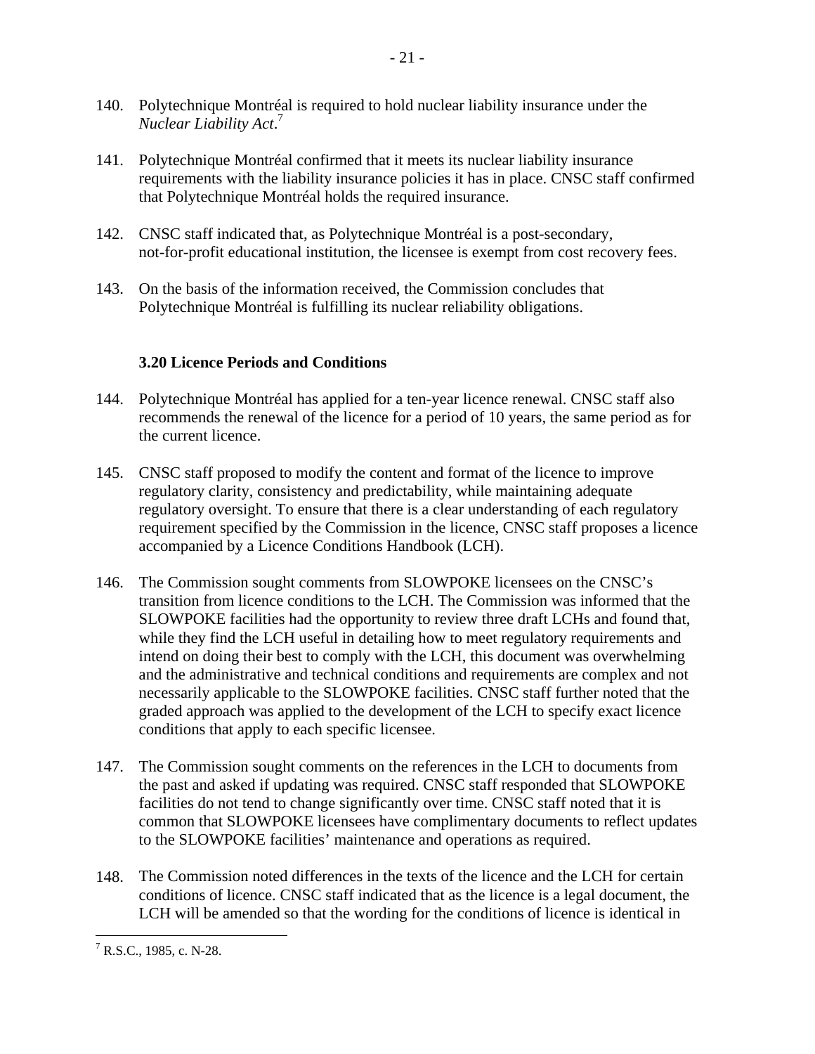140. Polytechnique Montréal is required to hold nuclear liability insurance under the *Nuclear Liability Act*.[7]

141. Polytechnique Montréal confirmed that it meets its nuclear liability insurance requirements with the liability insurance policies it has in place. CNSC staff confirmed that Polytechnique Montréal holds the required insurance.

142. CNSC staff indicated that, as Polytechnique Montréal is a post-secondary, not-for-profit educational institution, the licensee is exempt from cost recovery fees.

143. On the basis of the information received, the Commission concludes that Polytechnique Montréal is fulfilling its nuclear reliability obligations.

### 3.20 Licence Periods and Conditions

144. Polytechnique Montréal has applied for a ten-year licence renewal. CNSC staff also recommends the renewal of the licence for a period of 10 years, the same period as for the current licence.

145. CNSC staff proposed to modify the content and format of the licence to improve regulatory clarity, consistency and predictability, while maintaining adequate regulatory oversight. To ensure that there is a clear understanding of each regulatory requirement specified by the Commission in the licence, CNSC staff proposes a licence accompanied by a Licence Conditions Handbook (LCH).

146. The Commission sought comments from SLOWPOKE licensees on the CNSC's transition from licence conditions to the LCH. The Commission was informed that the SLOWPOKE facilities had the opportunity to review three draft LCHs and found that, while they find the LCH useful in detailing how to meet regulatory requirements and intend on doing their best to comply with the LCH, this document was overwhelming and the administrative and technical conditions and requirements are complex and not necessarily applicable to the SLOWPOKE facilities. CNSC staff further noted that the graded approach was applied to the development of the LCH to specify exact licence conditions that apply to each specific licensee.

147. The Commission sought comments on the references in the LCH to documents from the past and asked if updating was required. CNSC staff responded that SLOWPOKE facilities do not tend to change significantly over time. CNSC staff noted that it is common that SLOWPOKE licensees have complimentary documents to reflect updates to the SLOWPOKE facilities' maintenance and operations as required.

148. The Commission noted differences in the texts of the licence and the LCH for certain conditions of licence. CNSC staff indicated that as the licence is a legal document, the LCH will be amended so that the wording for the conditions of licence is identical in

---

[7] R.S.C., 1985, c. N-28.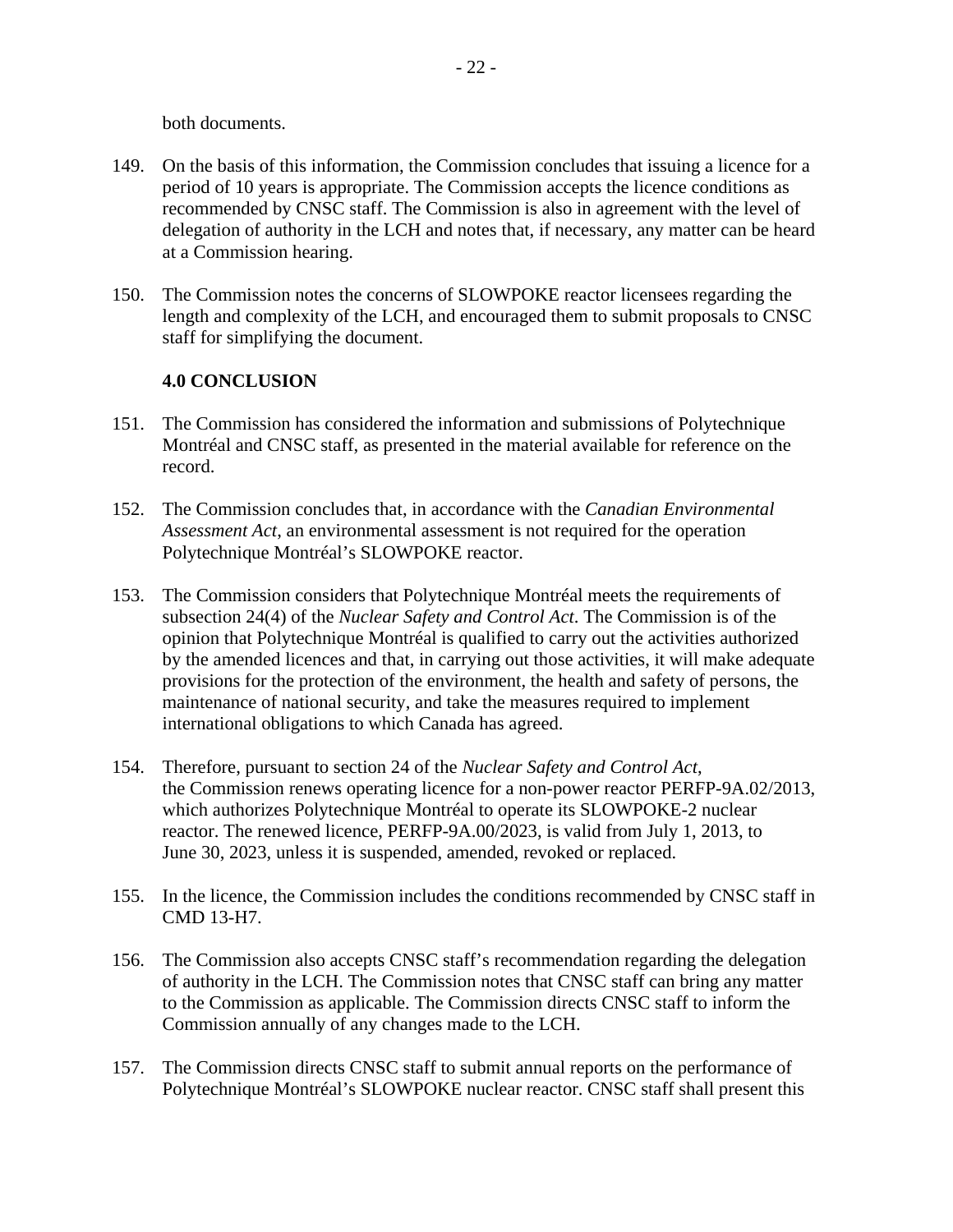both documents.

149. On the basis of this information, the Commission concludes that issuing a licence for a period of 10 years is appropriate. The Commission accepts the licence conditions as recommended by CNSC staff. The Commission is also in agreement with the level of delegation of authority in the LCH and notes that, if necessary, any matter can be heard at a Commission hearing.

150. The Commission notes the concerns of SLOWPOKE reactor licensees regarding the length and complexity of the LCH, and encouraged them to submit proposals to CNSC staff for simplifying the document.

## 4.0 CONCLUSION

151. The Commission has considered the information and submissions of Polytechnique Montréal and CNSC staff, as presented in the material available for reference on the record.

152. The Commission concludes that, in accordance with the *Canadian Environmental Assessment Act*, an environmental assessment is not required for the operation Polytechnique Montréal's SLOWPOKE reactor.

153. The Commission considers that Polytechnique Montréal meets the requirements of subsection 24(4) of the *Nuclear Safety and Control Act*. The Commission is of the opinion that Polytechnique Montréal is qualified to carry out the activities authorized by the amended licences and that, in carrying out those activities, it will make adequate provisions for the protection of the environment, the health and safety of persons, the maintenance of national security, and take the measures required to implement international obligations to which Canada has agreed.

154. Therefore, pursuant to section 24 of the *Nuclear Safety and Control Act*, the Commission renews operating licence for a non-power reactor PERFP-9A.02/2013, which authorizes Polytechnique Montréal to operate its SLOWPOKE-2 nuclear reactor. The renewed licence, PERFP-9A.00/2023, is valid from July 1, 2013, to June 30, 2023, unless it is suspended, amended, revoked or replaced.

155. In the licence, the Commission includes the conditions recommended by CNSC staff in CMD 13-H7.

156. The Commission also accepts CNSC staff's recommendation regarding the delegation of authority in the LCH. The Commission notes that CNSC staff can bring any matter to the Commission as applicable. The Commission directs CNSC staff to inform the Commission annually of any changes made to the LCH.

157. The Commission directs CNSC staff to submit annual reports on the performance of Polytechnique Montréal's SLOWPOKE nuclear reactor. CNSC staff shall present this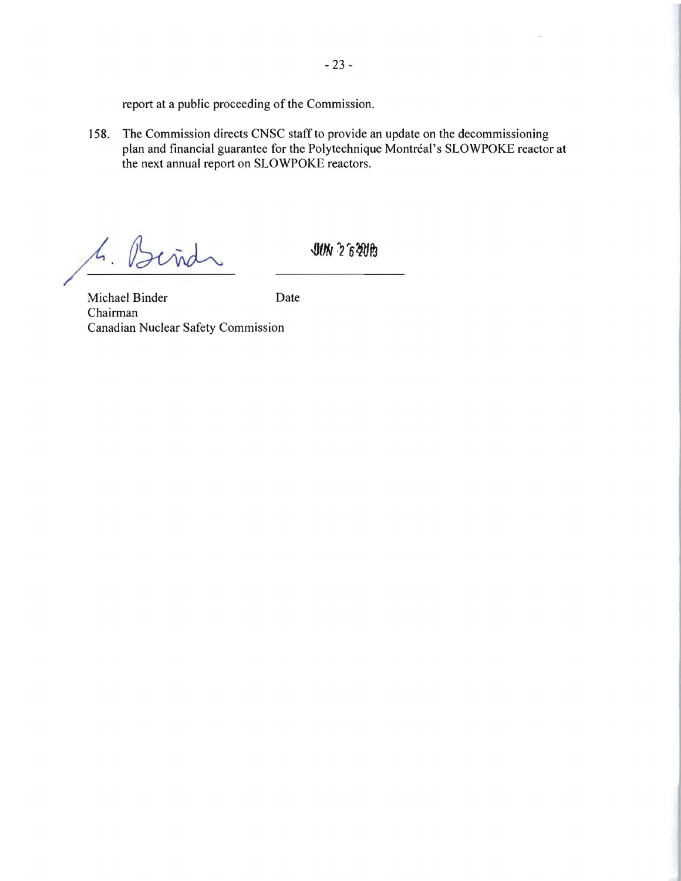report at a public proceeding of the Commission.

158. The Commission directs CNSC staff to provide an update on the decommissioning plan and financial guarantee for the Polytechnique Montréal's SLOWPOKE reactor at the next annual report on SLOWPOKE reactors.

M. Binder

JUN 26 2018

Michael Binder
Chairman
Canadian Nuclear Safety Commission

Date